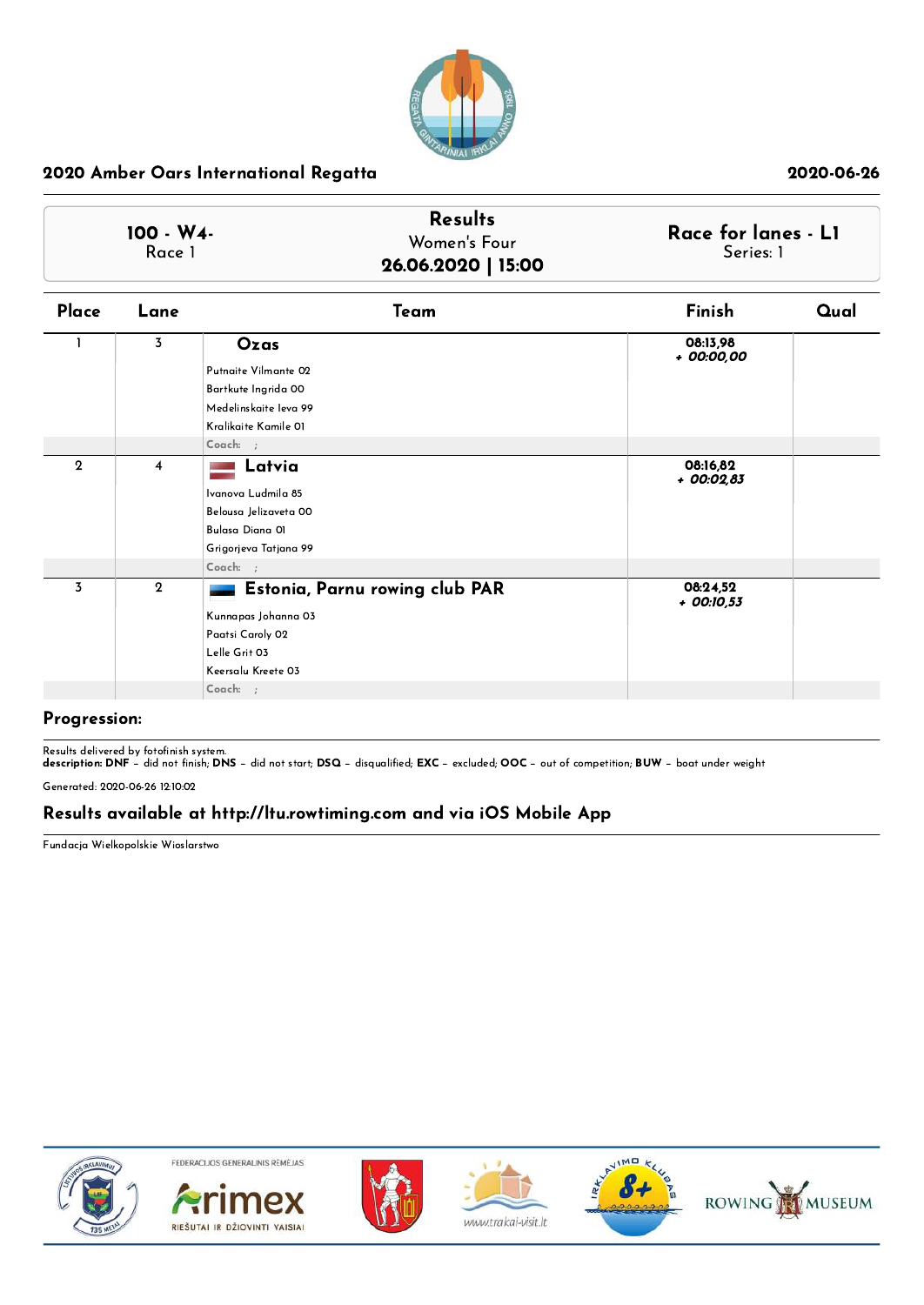## 2020 Amber Oars International Regatta

2020-06-26

| 100 - W4- Race 1 | Results Women's Four **26.06.2020 \| 15:00** | Race for lanes - L1 Series: 1 |
|---|---|---|

| Place | Lane | Team | Finish | Qual |
|---|---|---|---|---|
| 1 | 3 | **Ozas**<br>Putnaite Vilmante 02<br>Bartkute Ingrida 00<br>Medelinskaite Ieva 99<br>Kralikaite Kamile 01<br>Coach: ; | 08:13,98<br>*+ 00:00,00* | |
| 2 | 4 | **Latvia**<br>Ivanova Ludmila 85<br>Belousa Jelizaveta 00<br>Bulasa Diana 01<br>Grigorjeva Tatjana 99<br>Coach: ; | 08:16,82<br>*+ 00:02,83* | |
| 3 | 2 | **Estonia, Parnu rowing club PAR**<br>Kunnapas Johanna 03<br>Paatsi Caroly 02<br>Lelle Grit 03<br>Keersalu Kreete 03<br>Coach: ; | 08:24,52<br>*+ 00:10,53* | |

**Progression:**

Results delivered by fotofinish system.
**description: DNF** – did not finish; **DNS** – did not start; **DSQ** – disqualified; **EXC** – excluded; **OOC** – out of competition; **BUW** – boat under weight

Generated: 2020-06-26 12:10:02

**Results available at http://ltu.rowtiming.com and via iOS Mobile App**

Fundacja Wielkopolskie Wioslarstwo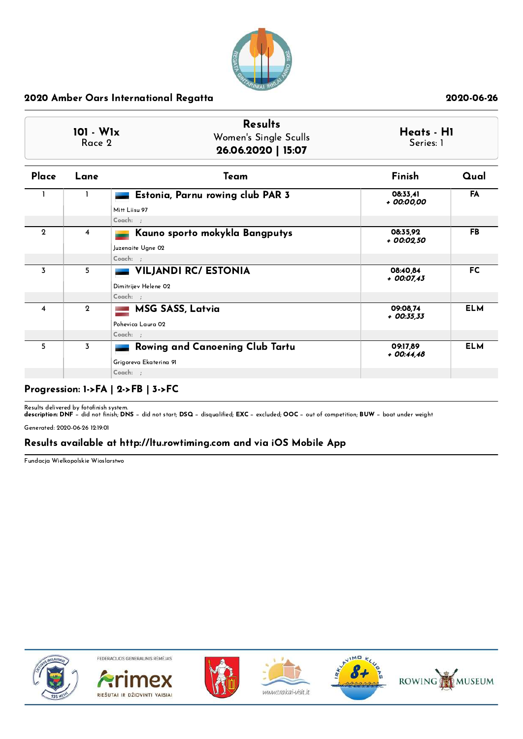## 2020 Amber Oars International Regatta

2020-06-26

| 101 - W1x | Results | Heats - H1 |
|---|---|---|
| Race 2 | Women's Single Sculls | Series: 1 |
| | **26.06.2020 \| 15:07** | |

| Place | Lane | Team | Finish | Qual |
|---|---|---|---|---|
| 1 | 1 | **Estonia, Parnu rowing club PAR 3**<br>Mitt Liisu 97<br>Coach: ; | 08:33,41<br>*+ 00:00,00* | FA |
| 2 | 4 | **Kauno sporto mokykla Bangputys**<br>Juzenaite Ugne 02<br>Coach: ; | 08:35,92<br>*+ 00:02,50* | FB |
| 3 | 5 | **VILJANDI RC/ ESTONIA**<br>Dimitrijev Helene 02<br>Coach: ; | 08:40,84<br>*+ 00:07,43* | FC |
| 4 | 2 | **MSG SASS, Latvia**<br>Pohevica Laura 02<br>Coach: ; | 09:08,74<br>*+ 00:35,33* | ELM |
| 5 | 3 | **Rowing and Canoening Club Tartu**<br>Grigoreva Ekaterina 91<br>Coach: ; | 09:17,89<br>*+ 00:44,48* | ELM |

**Progression: 1->FA | 2->FB | 3->FC**

Results delivered by fotofinish system.
**description: DNF** – did not finish; **DNS** – did not start; **DSQ** – disqualified; **EXC** – excluded; **OOC** – out of competition; **BUW** – boat under weight

Generated: 2020-06-26 12:19:01

**Results available at http://ltu.rowtiming.com and via iOS Mobile App**

Fundacja Wielkopolskie Wioslarstwo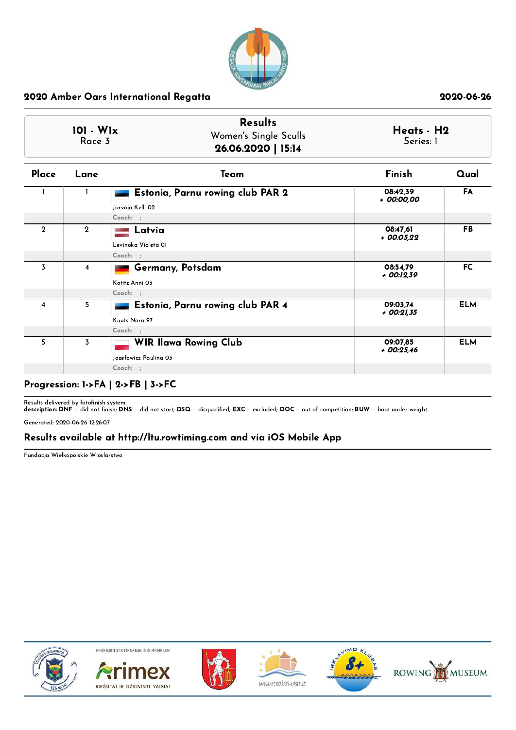## 2020 Amber Oars International Regatta

2020-06-26

| 101 - W1x<br>Race 3 | Results<br>Women's Single Sculls<br>**26.06.2020 \| 15:14** | Heats - H2<br>Series: 1 |
|---|---|---|

| Place | Lane | Team | Finish | Qual |
|---|---|---|---|---|
| 1 | 1 | **Estonia, Parnu rowing club PAR 2**<br>Jarvoja Kelli 02<br>Coach: ; | 08:42,39<br>*+ 00:00,00* | FA |
| 2 | 2 | **Latvia**<br>Levinoka Violeta 01<br>Coach: ; | 08:47,61<br>*+ 00:05,22* | FB |
| 3 | 4 | **Germany, Potsdam**<br>Kotitz Anni 03<br>Coach: ; | 08:54,79<br>*+ 00:12,39* | FC |
| 4 | 5 | **Estonia, Parnu rowing club PAR 4**<br>Kuuts Nora 97<br>Coach: ; | 09:03,74<br>*+ 00:21,35* | ELM |
| 5 | 3 | **WIR Ilawa Rowing Club**<br>Jozefowicz Paulina 03<br>Coach: ; | 09:07,85<br>*+ 00:25,46* | ELM |

### Progression: 1->FA | 2->FB | 3->FC

Results delivered by fotofinish system.
**description: DNF** – did not finish; **DNS** – did not start; **DSQ** – disqualified; **EXC** – excluded; **OOC** – out of competition; **BUW** – boat under weight

Generated: 2020-06-26 12:26:07

### Results available at http://ltu.rowtiming.com and via iOS Mobile App

Fundacja Wielkopolskie Wioslarstwo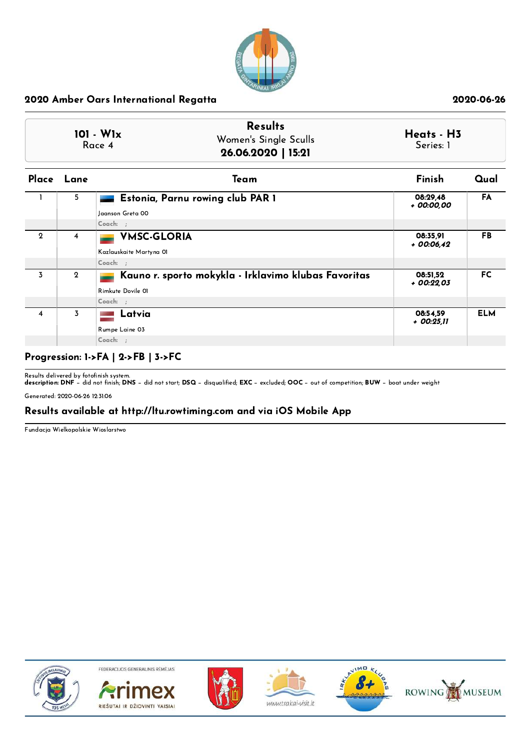## 2020 Amber Oars International Regatta

2020-06-26

| 101 - W1x<br>Race 4 | **Results**<br>Women's Single Sculls<br>**26.06.2020 \| 15:21** | **Heats - H3**<br>Series: 1 |
|---|---|---|

| Place | Lane | Team | Finish | Qual |
|---|---|---|---|---|
| 1 | 5 | **Estonia, Parnu rowing club PAR 1**<br>Jaanson Greta 00<br>Coach: ; | 08:29,48<br>*+ 00:00,00* | FA |
| 2 | 4 | **VMSC-GLORIA**<br>Kazlauskaite Martyna 01<br>Coach: ; | 08:35,91<br>*+ 00:06,42* | FB |
| 3 | 2 | **Kauno r. sporto mokykla - Irklavimo klubas Favoritas**<br>Rimkute Dovile 01<br>Coach: ; | 08:51,52<br>*+ 00:22,03* | FC |
| 4 | 3 | **Latvia**<br>Rumpe Laine 03<br>Coach: ; | 08:54,59<br>*+ 00:25,11* | ELM |

**Progression: 1->FA | 2->FB | 3->FC**

Results delivered by fotofinish system.
**description: DNF** – did not finish; **DNS** – did not start; **DSQ** – disqualified; **EXC** – excluded; **OOC** – out of competition; **BUW** – boat under weight

Generated: 2020-06-26 12:31:06

**Results available at http://ltu.rowtiming.com and via iOS Mobile App**

Fundacja Wielkopolskie Wioslarstwo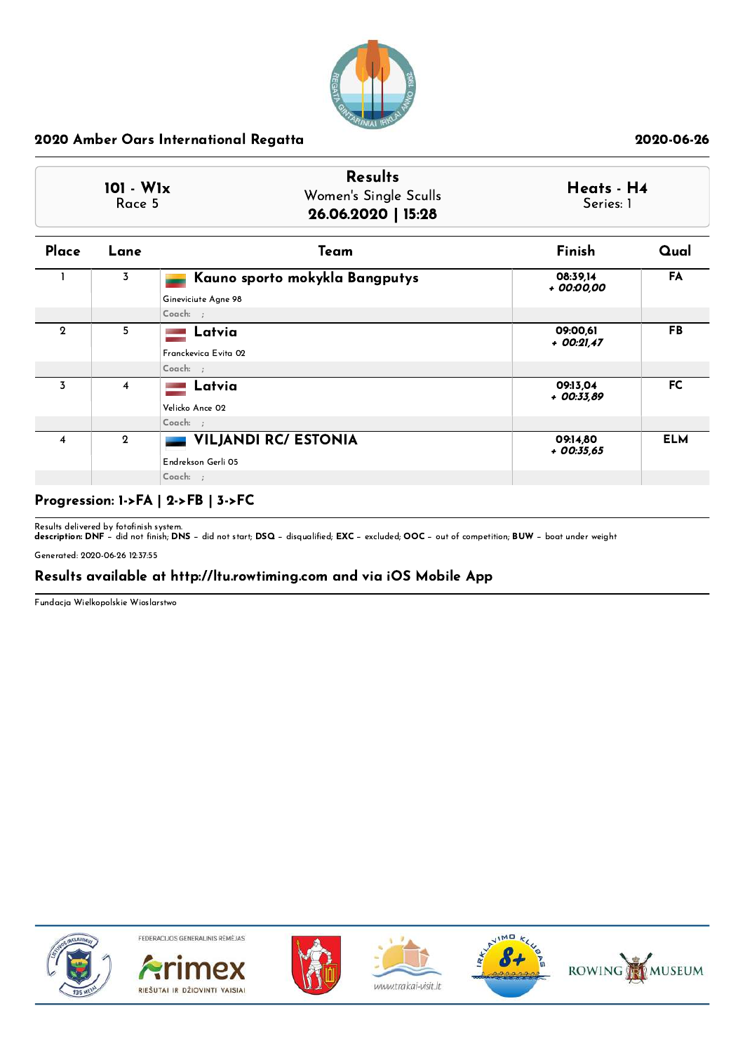## 2020 Amber Oars International Regatta

2020-06-26

| 101 - W1x<br>Race 5 | **Results**<br>Women's Single Sculls<br>**26.06.2020 \| 15:28** | **Heats - H4**<br>Series: 1 |
|---|---|---|

| Place | Lane | Team | Finish | Qual |
|---|---|---|---|---|
| 1 | 3 | **Kauno sporto mokykla Bangputys**<br>Gineviciute Agne 98<br>Coach: ; | 08:39,14<br>*+ 00:00,00* | FA |
| 2 | 5 | **Latvia**<br>Franckevica Evita 02<br>Coach: ; | 09:00,61<br>*+ 00:21,47* | FB |
| 3 | 4 | **Latvia**<br>Velicko Ance 02<br>Coach: ; | 09:13,04<br>*+ 00:33,89* | FC |
| 4 | 2 | **VILJANDI RC/ ESTONIA**<br>Endrekson Gerli 05<br>Coach: ; | 09:14,80<br>*+ 00:35,65* | ELM |

**Progression: 1->FA | 2->FB | 3->FC**

Results delivered by fotofinish system.
**description: DNF** – did not finish; **DNS** – did not start; **DSQ** – disqualified; **EXC** – excluded; **OOC** – out of competition; **BUW** – boat under weight

Generated: 2020-06-26 12:37:55

**Results available at http://ltu.rowtiming.com and via iOS Mobile App**

Fundacja Wielkopolskie Wioslarstwo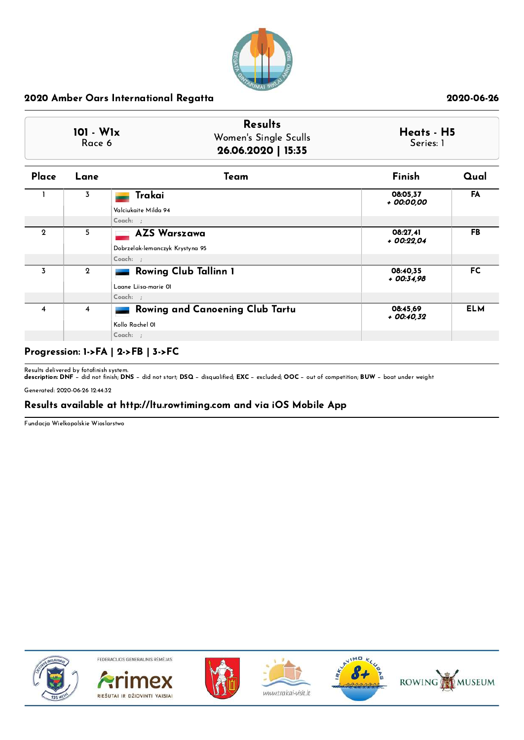## 2020 Amber Oars International Regatta

2020-06-26

| 101 - W1x<br>Race 6 | Results<br>Women's Single Sculls<br>**26.06.2020 \| 15:35** | Heats - H5<br>Series: 1 |
|---|---|---|

| Place | Lane | Team | Finish | Qual |
|---|---|---|---|---|
| 1 | 3 | **Trakai**<br>Valciukaite Milda 94<br>Coach: ; | 08:05,37<br>+ 00:00,00 | FA |
| 2 | 5 | **AZS Warszawa**<br>Dobrzelak-lemanczyk Krystyna 95<br>Coach: ; | 08:27,41<br>+ 00:22,04 | FB |
| 3 | 2 | **Rowing Club Tallinn 1**<br>Laane Liisa-marie 01<br>Coach: ; | 08:40,35<br>+ 00:34,98 | FC |
| 4 | 4 | **Rowing and Canoening Club Tartu**<br>Kollo Rachel 01<br>Coach: ; | 08:45,69<br>+ 00:40,32 | ELM |

**Progression: 1->FA | 2->FB | 3->FC**

Results delivered by fotofinish system.
**description: DNF** – did not finish; **DNS** – did not start; **DSQ** – disqualified; **EXC** – excluded; **OOC** – out of competition; **BUW** – boat under weight

Generated: 2020-06-26 12:44:32

**Results available at http://ltu.rowtiming.com and via iOS Mobile App**

Fundacja Wielkopolskie Wioslarstwo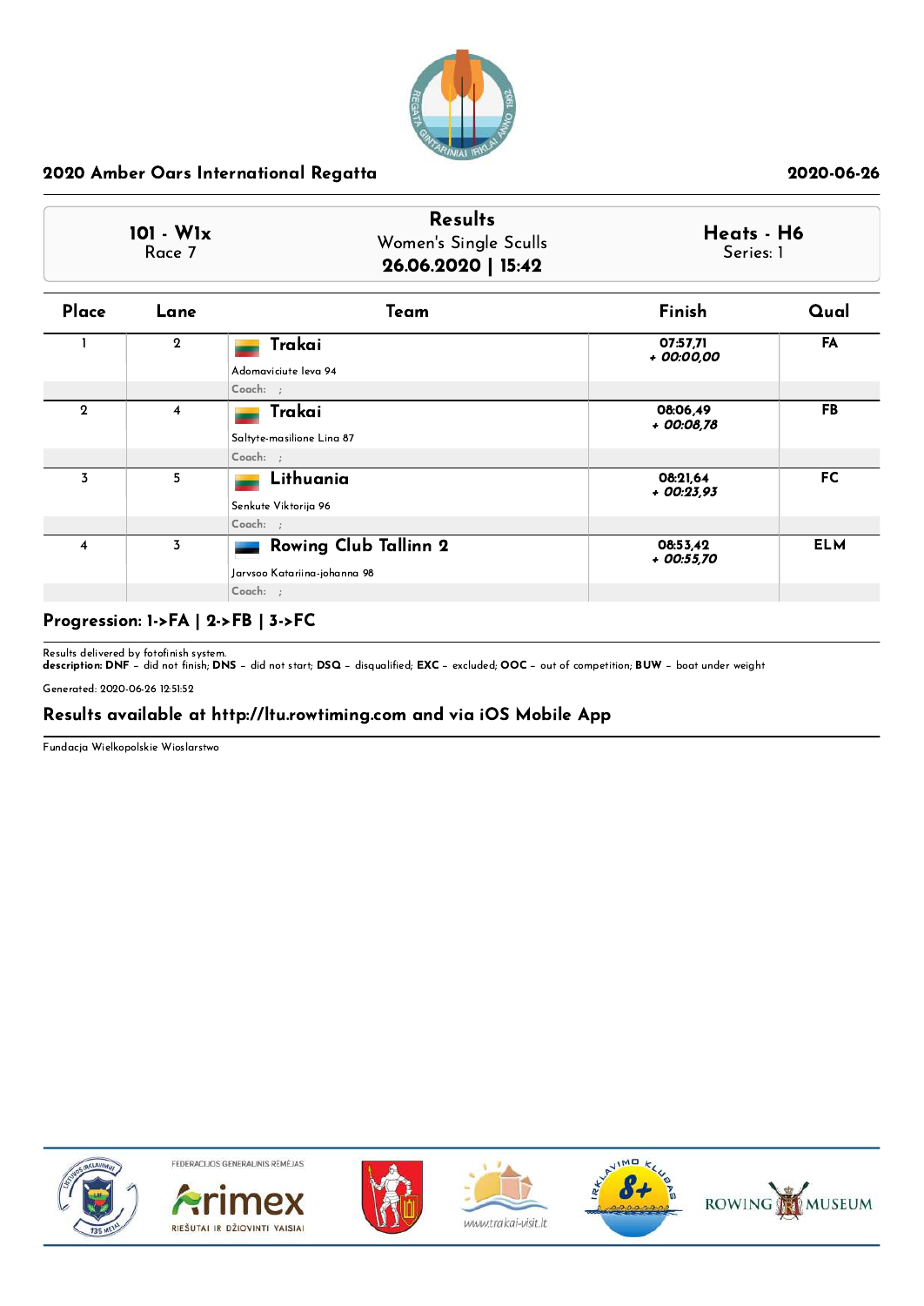## 2020 Amber Oars International Regatta

2020-06-26

| 101 - W1x | Results | Heats - H6 |
|---|---|---|
| Race 7 | Women's Single Sculls | Series: 1 |
| | **26.06.2020 \| 15:42** | |

| Place | Lane | Team | Finish | Qual |
|---|---|---|---|---|
| 1 | 2 | **Trakai**<br>Adomaviciute Ieva 94<br>Coach: ; | 07:57,71<br>*+ 00:00,00* | FA |
| 2 | 4 | **Trakai**<br>Saltyte-masilione Lina 87<br>Coach: ; | 08:06,49<br>*+ 00:08,78* | FB |
| 3 | 5 | **Lithuania**<br>Senkute Viktorija 96<br>Coach: ; | 08:21,64<br>*+ 00:23,93* | FC |
| 4 | 3 | **Rowing Club Tallinn 2**<br>Jarvsoo Katariina-johanna 98<br>Coach: ; | 08:53,42<br>*+ 00:55,70* | ELM |

**Progression: 1->FA | 2->FB | 3->FC**

Results delivered by fotofinish system.
**description: DNF** – did not finish; **DNS** – did not start; **DSQ** – disqualified; **EXC** – excluded; **OOC** – out of competition; **BUW** – boat under weight

Generated: 2020-06-26 12:51:52

**Results available at http://ltu.rowtiming.com and via iOS Mobile App**

Fundacja Wielkopolskie Wioslarstwo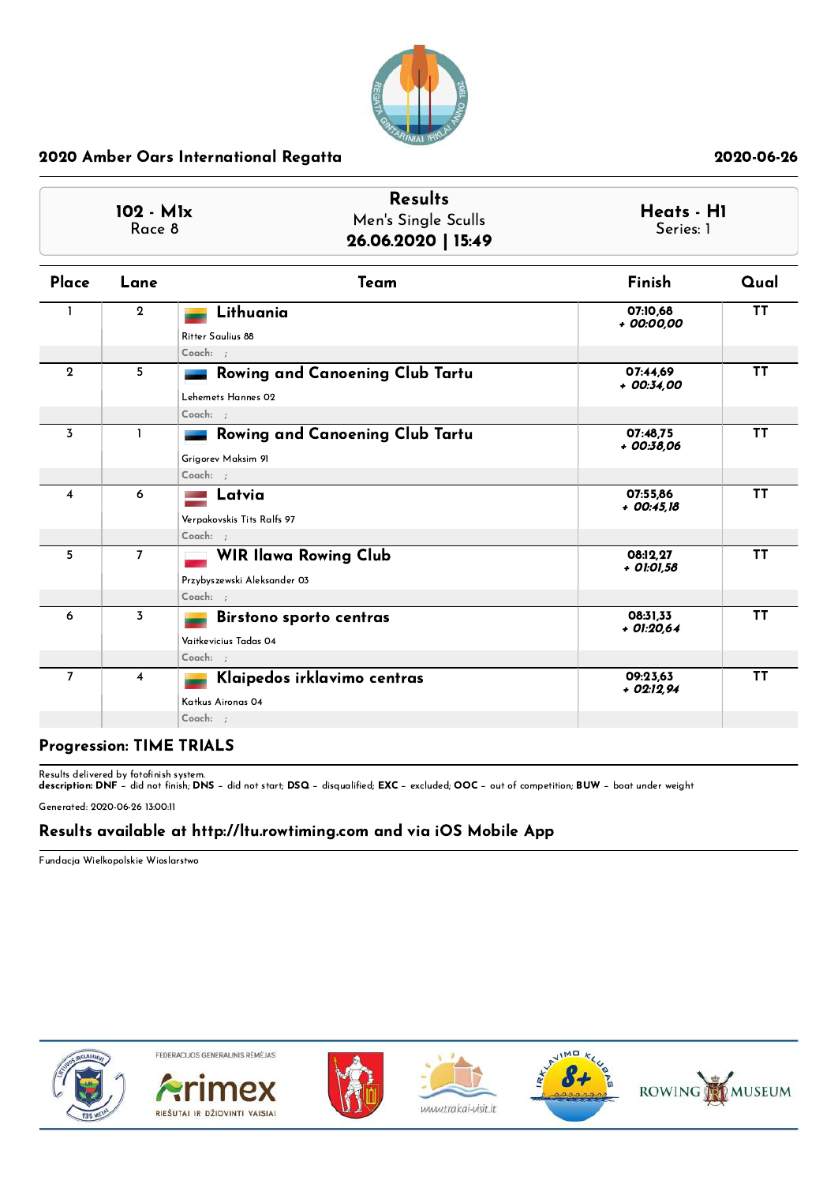## 2020 Amber Oars International Regatta

2020-06-26

**102 - M1x**
Race 8

**Results**
Men's Single Sculls
**26.06.2020 | 15:49**

**Heats - H1**
Series: 1

| Place | Lane | Team | Finish | Qual |
|---|---|---|---|---|
| 1 | 2 | **Lithuania**<br>Ritter Saulius 88<br>Coach: ; | 07:10,68<br>*+ 00:00,00* | TT |
| 2 | 5 | **Rowing and Canoening Club Tartu**<br>Lehemets Hannes 02<br>Coach: ; | 07:44,69<br>*+ 00:34,00* | TT |
| 3 | 1 | **Rowing and Canoening Club Tartu**<br>Grigorev Maksim 91<br>Coach: ; | 07:48,75<br>*+ 00:38,06* | TT |
| 4 | 6 | **Latvia**<br>Verpakovskis Tits Ralfs 97<br>Coach: ; | 07:55,86<br>*+ 00:45,18* | TT |
| 5 | 7 | **WIR Ilawa Rowing Club**<br>Przybyszewski Aleksander 03<br>Coach: ; | 08:12,27<br>*+ 01:01,58* | TT |
| 6 | 3 | **Birstono sporto centras**<br>Vaitkevicius Tadas 04<br>Coach: ; | 08:31,33<br>*+ 01:20,64* | TT |
| 7 | 4 | **Klaipedos irklavimo centras**<br>Katkus Aironas 04<br>Coach: ; | 09:23,63<br>*+ 02:12,94* | TT |

**Progression: TIME TRIALS**

Results delivered by fotofinish system.
**description: DNF** – did not finish; **DNS** – did not start; **DSQ** – disqualified; **EXC** – excluded; **OOC** – out of competition; **BUW** – boat under weight

Generated: 2020-06-26 13:00:11

**Results available at http://ltu.rowtiming.com and via iOS Mobile App**

Fundacja Wielkopolskie Wioslarstwo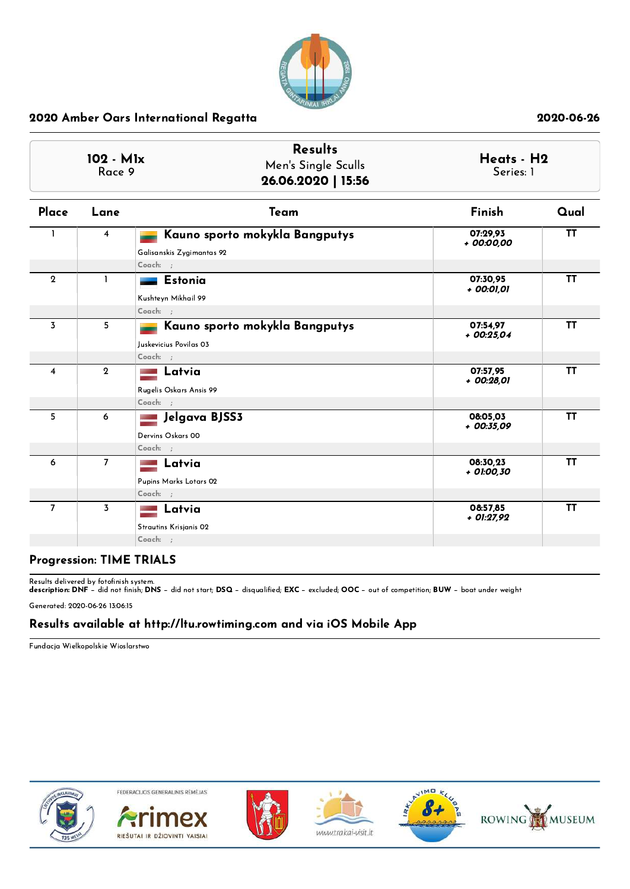## 2020 Amber Oars International Regatta

2020-06-26

| 102 - M1x<br>Race 9 | Results<br>Men's Single Sculls<br>**26.06.2020 \| 15:56** | Heats - H2<br>Series: 1 |
|---|---|---|

| Place | Lane | Team | Finish | Qual |
|---|---|---|---|---|
| 1 | 4 | **Kauno sporto mokykla Bangputys**<br>Galisanskis Zygimantas 92<br>Coach: ; | 07:29,93<br>*+ 00:00,00* | TT |
| 2 | 1 | **Estonia**<br>Kushteyn Mikhail 99<br>Coach: ; | 07:30,95<br>*+ 00:01,01* | TT |
| 3 | 5 | **Kauno sporto mokykla Bangputys**<br>Juskevicius Povilas 03<br>Coach: ; | 07:54,97<br>*+ 00:25,04* | TT |
| 4 | 2 | **Latvia**<br>Rugelis Oskars Ansis 99<br>Coach: ; | 07:57,95<br>*+ 00:28,01* | TT |
| 5 | 6 | **Jelgava BJSS3**<br>Dervins Oskars 00<br>Coach: ; | 08:05,03<br>*+ 00:35,09* | TT |
| 6 | 7 | **Latvia**<br>Pupins Marks Lotars 02<br>Coach: ; | 08:30,23<br>*+ 01:00,30* | TT |
| 7 | 3 | **Latvia**<br>Strautins Krisjanis 02<br>Coach: ; | 08:57,85<br>*+ 01:27,92* | TT |

**Progression: TIME TRIALS**

Results delivered by fotofinish system.
**description: DNF** – did not finish; **DNS** – did not start; **DSQ** – disqualified; **EXC** – excluded; **OOC** – out of competition; **BUW** – boat under weight

Generated: 2020-06-26 13:06:15

**Results available at http://ltu.rowtiming.com and via iOS Mobile App**

Fundacja Wielkopolskie Wioslarstwo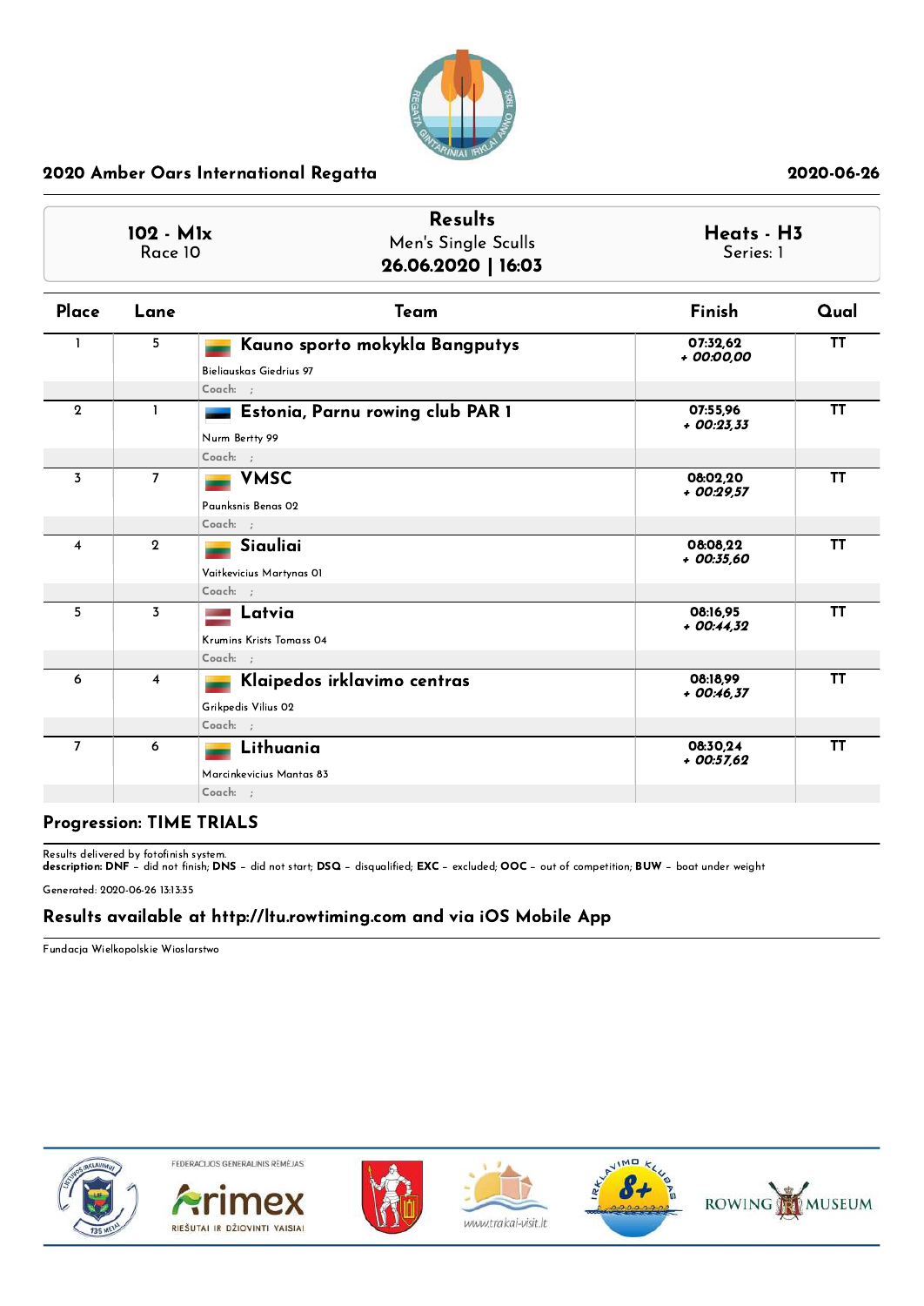## 2020 Amber Oars International Regatta

2020-06-26

| 102 - M1x<br>Race 10 | Results<br>Men's Single Sculls<br>**26.06.2020 \| 16:03** | Heats - H3<br>Series: 1 |
|---|---|---|

| Place | Lane | Team | Finish | Qual |
|---|---|---|---|---|
| 1 | 5 | **Kauno sporto mokykla Bangputys**<br>Bieliauskas Giedrius 97<br>Coach: ; | 07:32,62<br>*+ 00:00,00* | TT |
| 2 | 1 | **Estonia, Parnu rowing club PAR 1**<br>Nurm Bertty 99<br>Coach: ; | 07:55,96<br>*+ 00:23,33* | TT |
| 3 | 7 | **VMSC**<br>Paunksnis Benas 02<br>Coach: ; | 08:02,20<br>*+ 00:29,57* | TT |
| 4 | 2 | **Siauliai**<br>Vaitkevicius Martynas 01<br>Coach: ; | 08:08,22<br>*+ 00:35,60* | TT |
| 5 | 3 | **Latvia**<br>Krumins Krists Tomass 04<br>Coach: ; | 08:16,95<br>*+ 00:44,32* | TT |
| 6 | 4 | **Klaipedos irklavimo centras**<br>Grikpedis Vilius 02<br>Coach: ; | 08:18,99<br>*+ 00:46,37* | TT |
| 7 | 6 | **Lithuania**<br>Marcinkevicius Mantas 83<br>Coach: ; | 08:30,24<br>*+ 00:57,62* | TT |

**Progression: TIME TRIALS**

Results delivered by fotofinish system.
**description: DNF** – did not finish; **DNS** – did not start; **DSQ** – disqualified; **EXC** – excluded; **OOC** – out of competition; **BUW** – boat under weight

Generated: 2020-06-26 13:13:35

**Results available at http://ltu.rowtiming.com and via iOS Mobile App**

Fundacja Wielkopolskie Wioslarstwo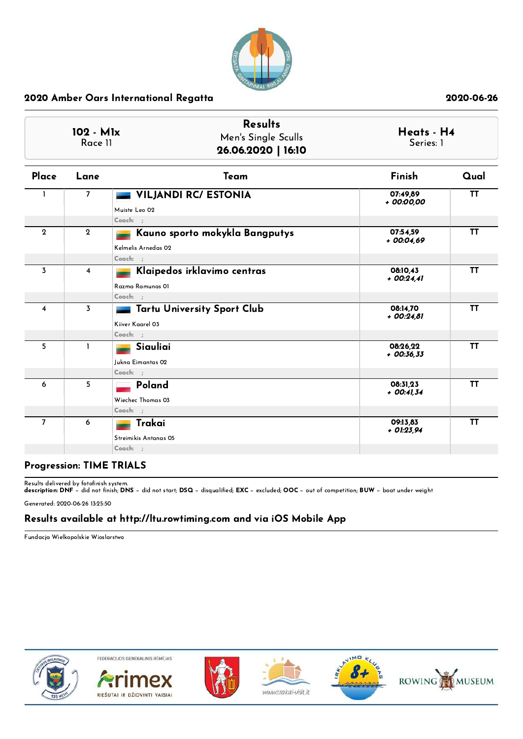## 2020 Amber Oars International Regatta

2020-06-26

**102 - M1x**
Race 11

**Results**
Men's Single Sculls
**26.06.2020 | 16:10**

**Heats - H4**
Series: 1

| Place | Lane | Team | Finish | Qual |
|---|---|---|---|---|
| 1 | 7 | **VILJANDI RC/ ESTONIA**<br>Muiste Leo 02<br>Coach: ; | 07:49,89<br>*+ 00:00,00* | TT |
| 2 | 2 | **Kauno sporto mokykla Bangputys**<br>Kelmelis Arnedas 02<br>Coach: ; | 07:54,59<br>*+ 00:04,69* | TT |
| 3 | 4 | **Klaipedos irklavimo centras**<br>Razma Ramunas 01<br>Coach: ; | 08:10,43<br>*+ 00:24,41* | TT |
| 4 | 3 | **Tartu University Sport Club**<br>Kiiver Kaarel 03<br>Coach: ; | 08:14,70<br>*+ 00:24,81* | TT |
| 5 | 1 | **Siauliai**<br>Jukna Eimantas 02<br>Coach: ; | 08:26,22<br>*+ 00:36,33* | TT |
| 6 | 5 | **Poland**<br>Wiechec Thomas 03<br>Coach: ; | 08:31,23<br>*+ 00:41,34* | TT |
| 7 | 6 | **Trakai**<br>Streimikis Antanas 05<br>Coach: ; | 09:13,83<br>*+ 01:23,94* | TT |

**Progression: TIME TRIALS**

Results delivered by fotofinish system.
**description: DNF** – did not finish; **DNS** – did not start; **DSQ** – disqualified; **EXC** – excluded; **OOC** – out of competition; **BUW** – boat under weight

Generated: 2020-06-26 13:25:50

**Results available at http://ltu.rowtiming.com and via iOS Mobile App**

Fundacja Wielkopolskie Wioslarstwo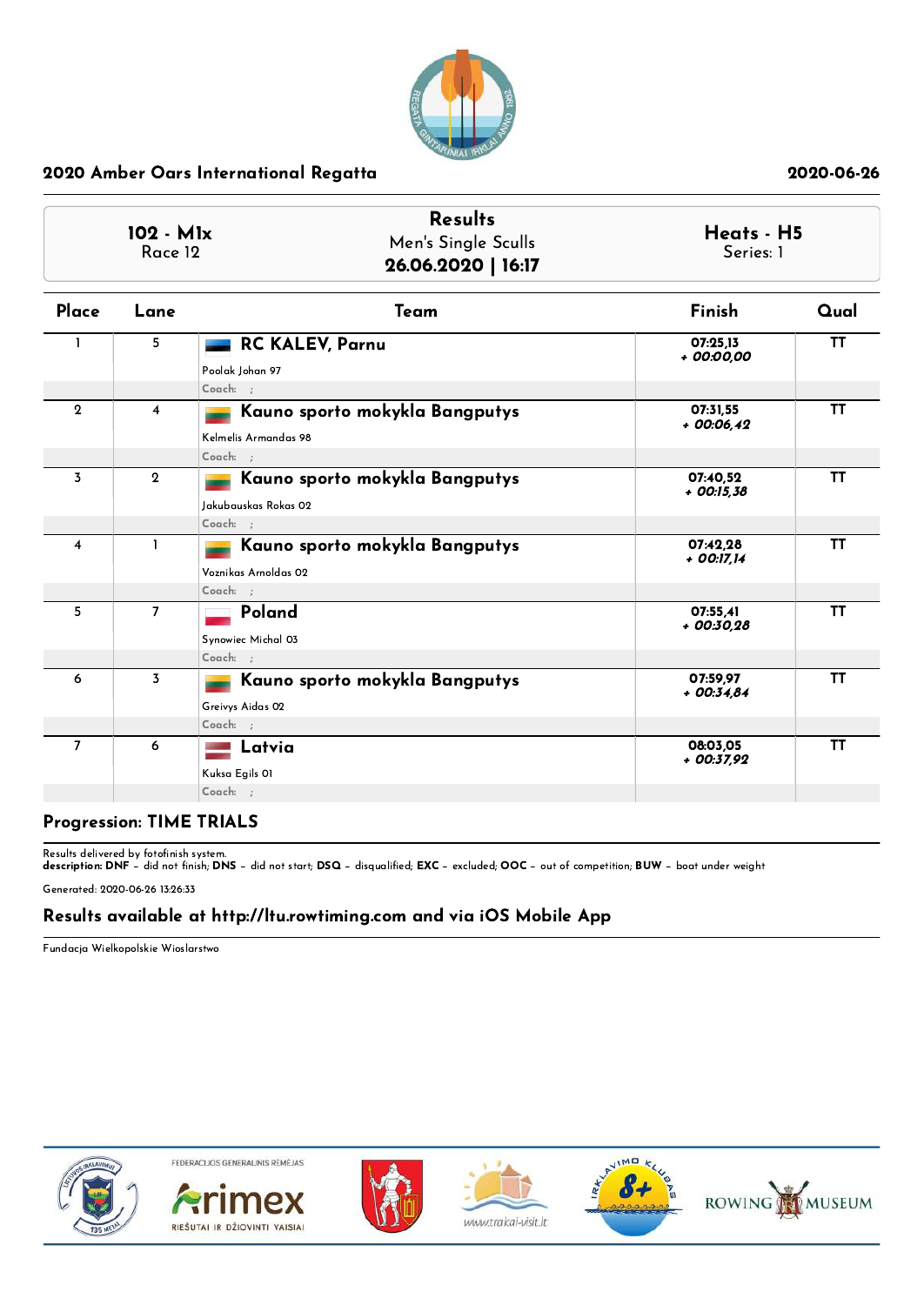## 2020 Amber Oars International Regatta

2020-06-26

**102 - M1x**
Race 12

**Results**
Men's Single Sculls
**26.06.2020 | 16:17**

**Heats - H5**
Series: 1

| Place | Lane | Team | Finish | Qual |
|---|---|---|---|---|
| 1 | 5 | **RC KALEV, Parnu**<br>Poolak Johan 97<br>Coach: ; | 07:25,13<br>*+ 00:00,00* | TT |
| 2 | 4 | **Kauno sporto mokykla Bangputys**<br>Kelmelis Armandas 98<br>Coach: ; | 07:31,55<br>*+ 00:06,42* | TT |
| 3 | 2 | **Kauno sporto mokykla Bangputys**<br>Jakubauskas Rokas 02<br>Coach: ; | 07:40,52<br>*+ 00:15,38* | TT |
| 4 | 1 | **Kauno sporto mokykla Bangputys**<br>Voznikas Arnoldas 02<br>Coach: ; | 07:42,28<br>*+ 00:17,14* | TT |
| 5 | 7 | **Poland**<br>Synowiec Michal 03<br>Coach: ; | 07:55,41<br>*+ 00:30,28* | TT |
| 6 | 3 | **Kauno sporto mokykla Bangputys**<br>Greivys Aidas 02<br>Coach: ; | 07:59,97<br>*+ 00:34,84* | TT |
| 7 | 6 | **Latvia**<br>Kuksa Egils 01<br>Coach: ; | 08:03,05<br>*+ 00:37,92* | TT |

### Progression: TIME TRIALS

Results delivered by fotofinish system.
**description: DNF** – did not finish; **DNS** – did not start; **DSQ** – disqualified; **EXC** – excluded; **OOC** – out of competition; **BUW** – boat under weight

Generated: 2020-06-26 13:26:33

### Results available at http://ltu.rowtiming.com and via iOS Mobile App

Fundacja Wielkopolskie Wioslarstwo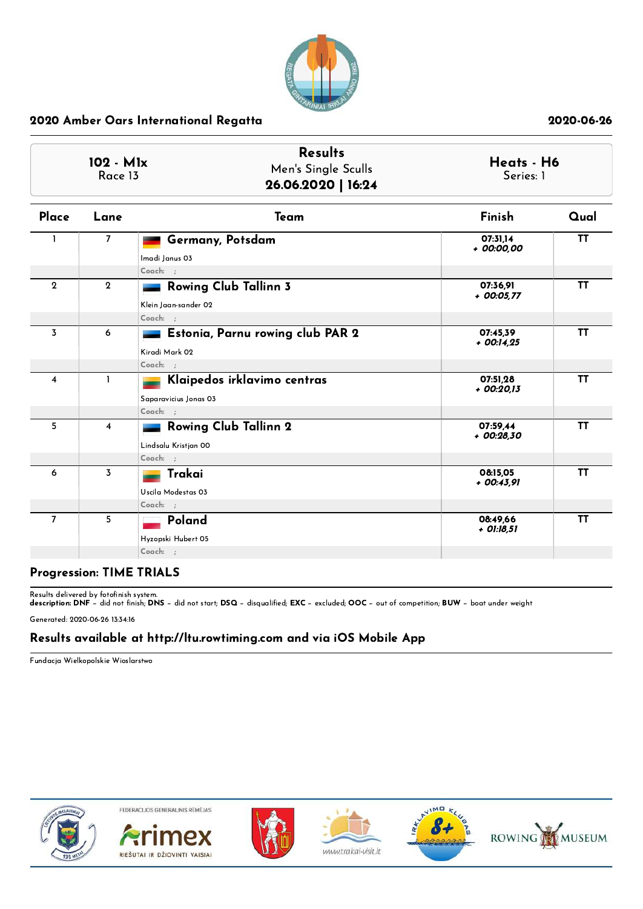## 2020 Amber Oars International Regatta

2020-06-26

| 102 - M1x<br>Race 13 | Results<br>Men's Single Sculls<br>**26.06.2020 \| 16:24** | Heats - H6<br>Series: 1 |
|---|---|---|

| Place | Lane | Team | Finish | Qual |
|---|---|---|---|---|
| 1 | 7 | **Germany, Potsdam**<br>Imadi Janus 03<br>Coach: ; | 07:31,14<br>+ 00:00,00 | TT |
| 2 | 2 | **Rowing Club Tallinn 3**<br>Klein Jaan-sander 02<br>Coach: ; | 07:36,91<br>+ 00:05,77 | TT |
| 3 | 6 | **Estonia, Parnu rowing club PAR 2**<br>Kiradi Mark 02<br>Coach: ; | 07:45,39<br>+ 00:14,25 | TT |
| 4 | 1 | **Klaipedos irklavimo centras**<br>Saparavicius Jonas 03<br>Coach: ; | 07:51,28<br>+ 00:20,13 | TT |
| 5 | 4 | **Rowing Club Tallinn 2**<br>Lindsalu Kristjan 00<br>Coach: ; | 07:59,44<br>+ 00:28,30 | TT |
| 6 | 3 | **Trakai**<br>Uscila Modestas 03<br>Coach: ; | 08:15,05<br>+ 00:43,91 | TT |
| 7 | 5 | **Poland**<br>Hyzopski Hubert 05<br>Coach: ; | 08:49,66<br>+ 01:18,51 | TT |

**Progression: TIME TRIALS**

Results delivered by fotofinish system.
**description: DNF** – did not finish; **DNS** – did not start; **DSQ** – disqualified; **EXC** – excluded; **OOC** – out of competition; **BUW** – boat under weight

Generated: 2020-06-26 13:34:16

**Results available at http://ltu.rowtiming.com and via iOS Mobile App**

Fundacja Wielkopolskie Wioslarstwo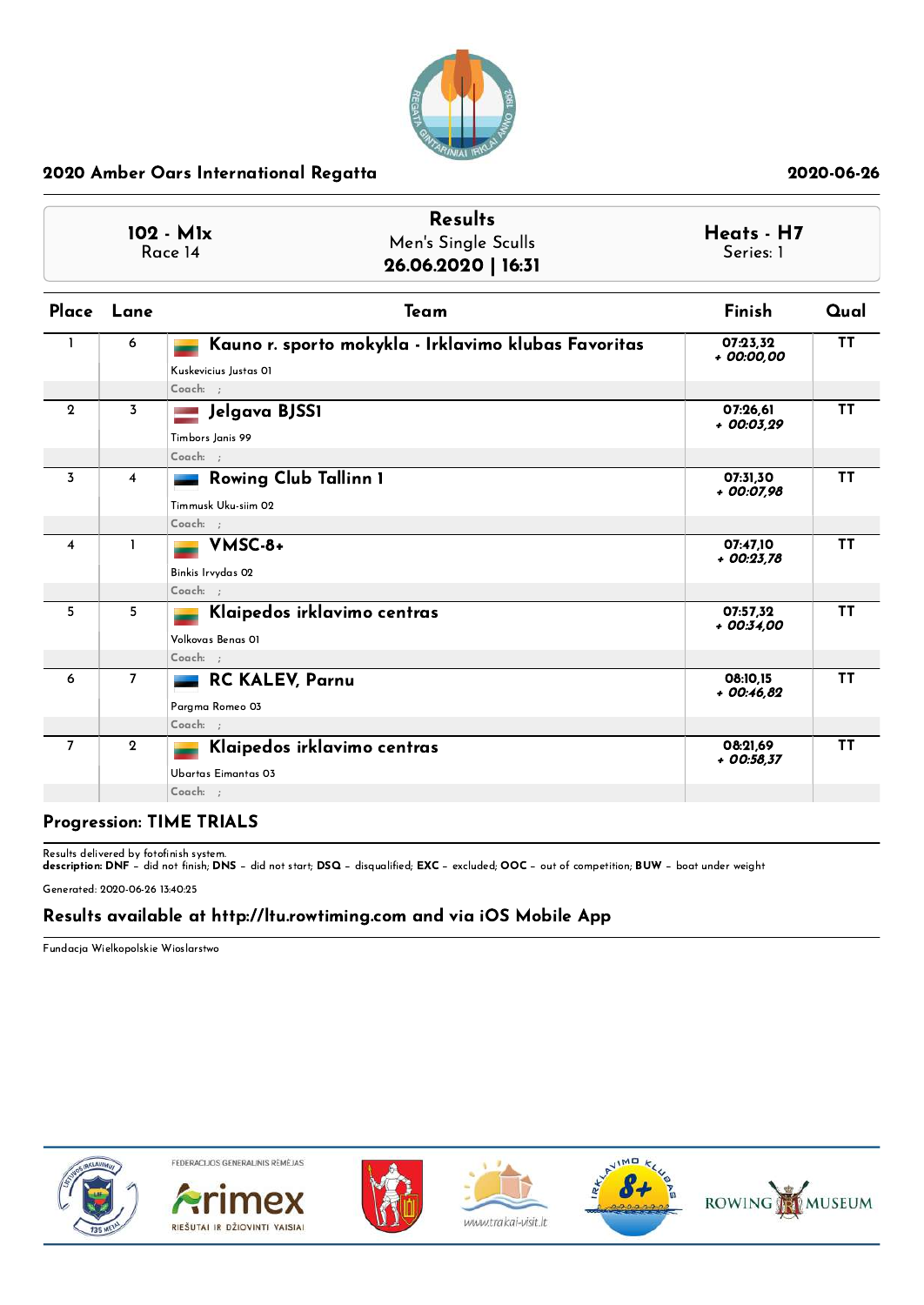## 2020 Amber Oars International Regatta

2020-06-26

**102 - M1x**
Race 14

**Results**
Men's Single Sculls
**26.06.2020 | 16:31**

**Heats - H7**
Series: 1

| Place | Lane | Team | Finish | Qual |
|---|---|---|---|---|
| 1 | 6 | **Kauno r. sporto mokykla - Irklavimo klubas Favoritas**<br>Kuskevicius Justas 01<br>Coach: ; | 07:23,32<br>+ 00:00,00 | TT |
| 2 | 3 | **Jelgava BJSS1**<br>Timbors Janis 99<br>Coach: ; | 07:26,61<br>+ 00:03,29 | TT |
| 3 | 4 | **Rowing Club Tallinn 1**<br>Timmusk Uku-siim 02<br>Coach: ; | 07:31,30<br>+ 00:07,98 | TT |
| 4 | 1 | **VMSC-8+**<br>Binkis Irvydas 02<br>Coach: ; | 07:47,10<br>+ 00:23,78 | TT |
| 5 | 5 | **Klaipedos irklavimo centras**<br>Volkovas Benas 01<br>Coach: ; | 07:57,32<br>+ 00:34,00 | TT |
| 6 | 7 | **RC KALEV, Parnu**<br>Pargma Romeo 03<br>Coach: ; | 08:10,15<br>+ 00:46,82 | TT |
| 7 | 2 | **Klaipedos irklavimo centras**<br>Ubartas Eimantas 03<br>Coach: ; | 08:21,69<br>+ 00:58,37 | TT |

**Progression: TIME TRIALS**

Results delivered by fotofinish system.
**description: DNF** – did not finish; **DNS** – did not start; **DSQ** – disqualified; **EXC** – excluded; **OOC** – out of competition; **BUW** – boat under weight

Generated: 2020-06-26 13:40:25

**Results available at http://ltu.rowtiming.com and via iOS Mobile App**

Fundacja Wielkopolskie Wioslarstwo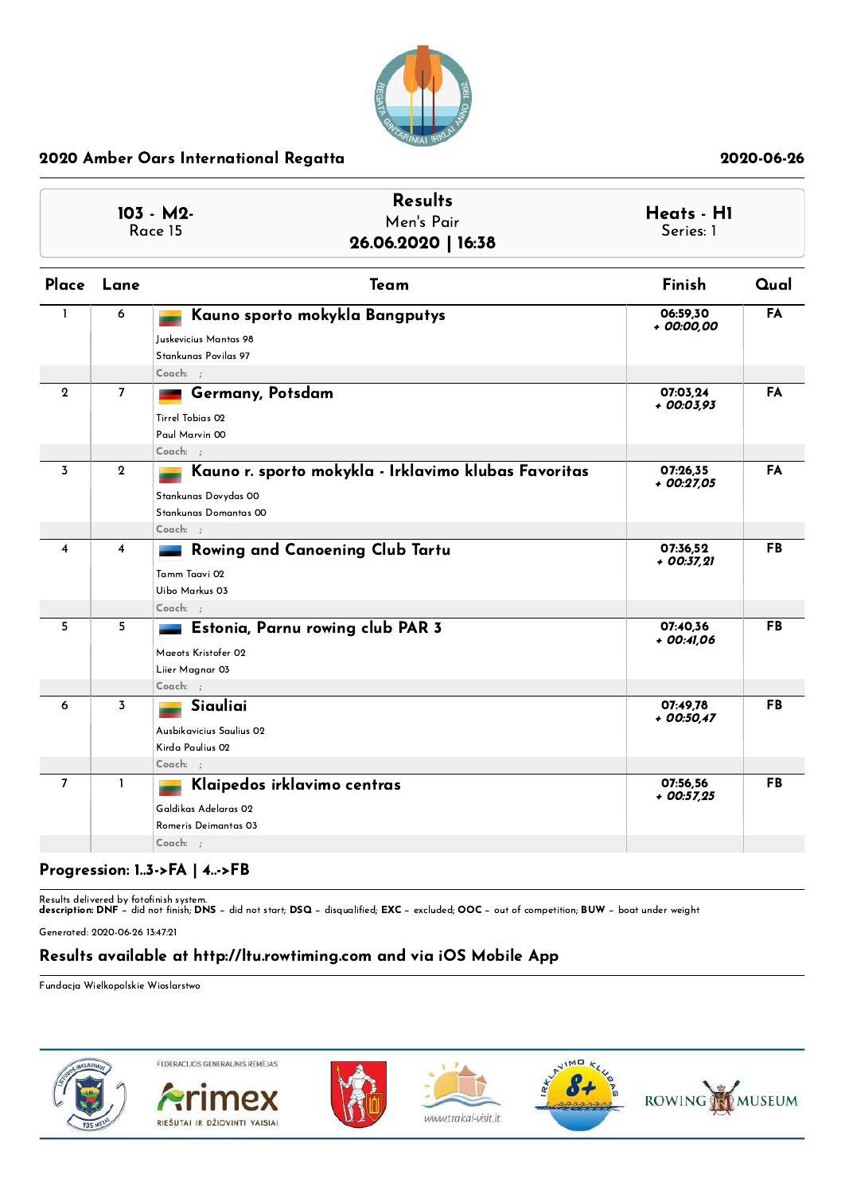## 2020 Amber Oars International Regatta

2020-06-26

**103 - M2-**
Race 15

**Results**
Men's Pair
**26.06.2020 | 16:38**

**Heats - H1**
Series: 1

| Place | Lane | Team | Finish | Qual |
|---|---|---|---|---|
| 1 | 6 | **Kauno sporto mokykla Bangputys**<br>Juskevicius Mantas 98<br>Stankunas Povilas 97<br>Coach: ; | 06:59,30<br>+ 00:00,00 | FA |
| 2 | 7 | **Germany, Potsdam**<br>Tirrel Tobias 02<br>Paul Marvin 00<br>Coach: ; | 07:03,24<br>+ 00:03,93 | FA |
| 3 | 2 | **Kauno r. sporto mokykla - Irklavimo klubas Favoritas**<br>Stankunas Dovydas 00<br>Stankunas Domantas 00<br>Coach: ; | 07:26,35<br>+ 00:27,05 | FA |
| 4 | 4 | **Rowing and Canoening Club Tartu**<br>Tamm Taavi 02<br>Uibo Markus 03<br>Coach: ; | 07:36,52<br>+ 00:37,21 | FB |
| 5 | 5 | **Estonia, Parnu rowing club PAR 3**<br>Maeots Kristofer 02<br>Liier Magnar 03<br>Coach: ; | 07:40,36<br>+ 00:41,06 | FB |
| 6 | 3 | **Siauliai**<br>Ausbikavicius Saulius 02<br>Kirda Paulius 02<br>Coach: ; | 07:49,78<br>+ 00:50,47 | FB |
| 7 | 1 | **Klaipedos irklavimo centras**<br>Galdikas Adelaras 02<br>Romeris Deimantas 03<br>Coach: ; | 07:56,56<br>+ 00:57,25 | FB |

**Progression: 1..3->FA | 4..->FB**

Results delivered by fotofinish system.
**description: DNF** – did not finish; **DNS** – did not start; **DSQ** – disqualified; **EXC** – excluded; **OOC** – out of competition; **BUW** – boat under weight

Generated: 2020-06-26 13:47:21

### Results available at http://ltu.rowtiming.com and via iOS Mobile App

Fundacja Wielkopolskie Wioslarstwo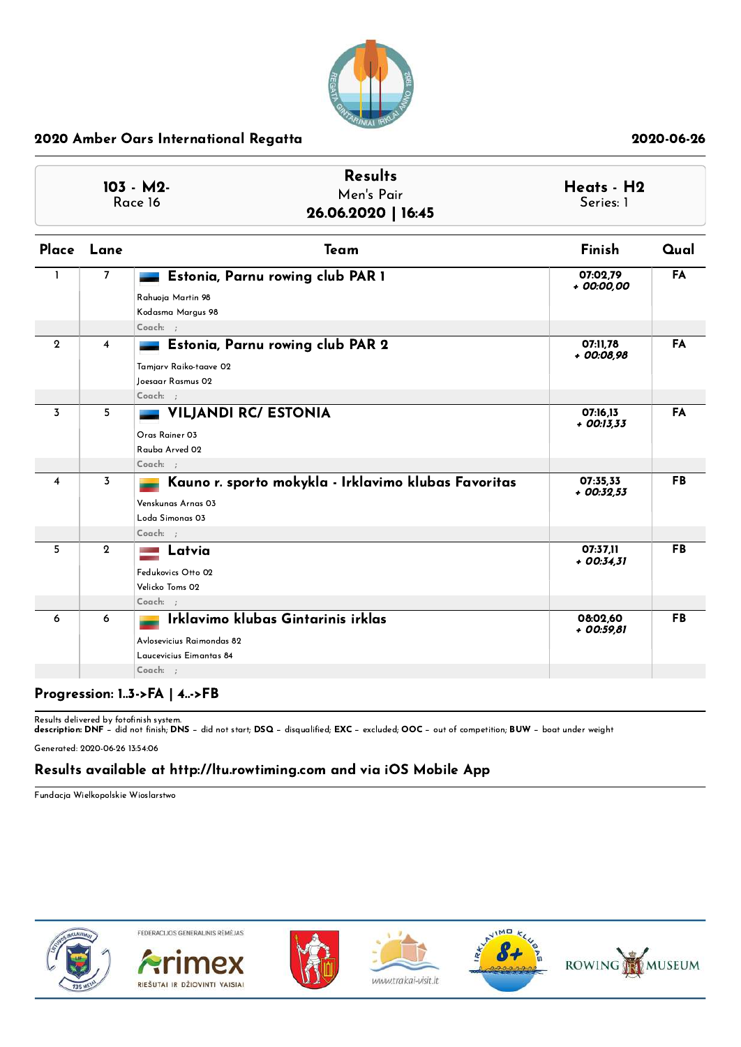## 2020 Amber Oars International Regatta

2020-06-26

**103 - M2-**
Race 16

**Results**
Men's Pair
**26.06.2020 | 16:45**

**Heats - H2**
Series: 1

| Place | Lane | Team | Finish | Qual |
|---|---|---|---|---|
| 1 | 7 | **Estonia, Parnu rowing club PAR 1**<br>Rahuoja Martin 98<br>Kodasma Margus 98<br>Coach: ; | 07:02,79<br>*+ 00:00,00* | FA |
| 2 | 4 | **Estonia, Parnu rowing club PAR 2**<br>Tamjarv Raiko-taave 02<br>Joesaar Rasmus 02<br>Coach: ; | 07:11,78<br>*+ 00:08,98* | FA |
| 3 | 5 | **VILJANDI RC/ ESTONIA**<br>Oras Rainer 03<br>Rauba Arved 02<br>Coach: ; | 07:16,13<br>*+ 00:13,33* | FA |
| 4 | 3 | **Kauno r. sporto mokykla - Irklavimo klubas Favoritas**<br>Venskunas Arnas 03<br>Loda Simonas 03<br>Coach: ; | 07:35,33<br>*+ 00:32,53* | FB |
| 5 | 2 | **Latvia**<br>Fedukovics Otto 02<br>Velicko Toms 02<br>Coach: ; | 07:37,11<br>*+ 00:34,31* | FB |
| 6 | 6 | **Irklavimo klubas Gintarinis irklas**<br>Avlosevicius Raimondas 82<br>Laucevicius Eimantas 84<br>Coach: ; | 08:02,60<br>*+ 00:59,81* | FB |

**Progression: 1..3->FA | 4..->FB**

Results delivered by fotofinish system.
**description: DNF** – did not finish; **DNS** – did not start; **DSQ** – disqualified; **EXC** – excluded; **OOC** – out of competition; **BUW** – boat under weight

Generated: 2020-06-26 13:54:06

**Results available at http://ltu.rowtiming.com and via iOS Mobile App**

Fundacja Wielkopolskie Wioslarstwo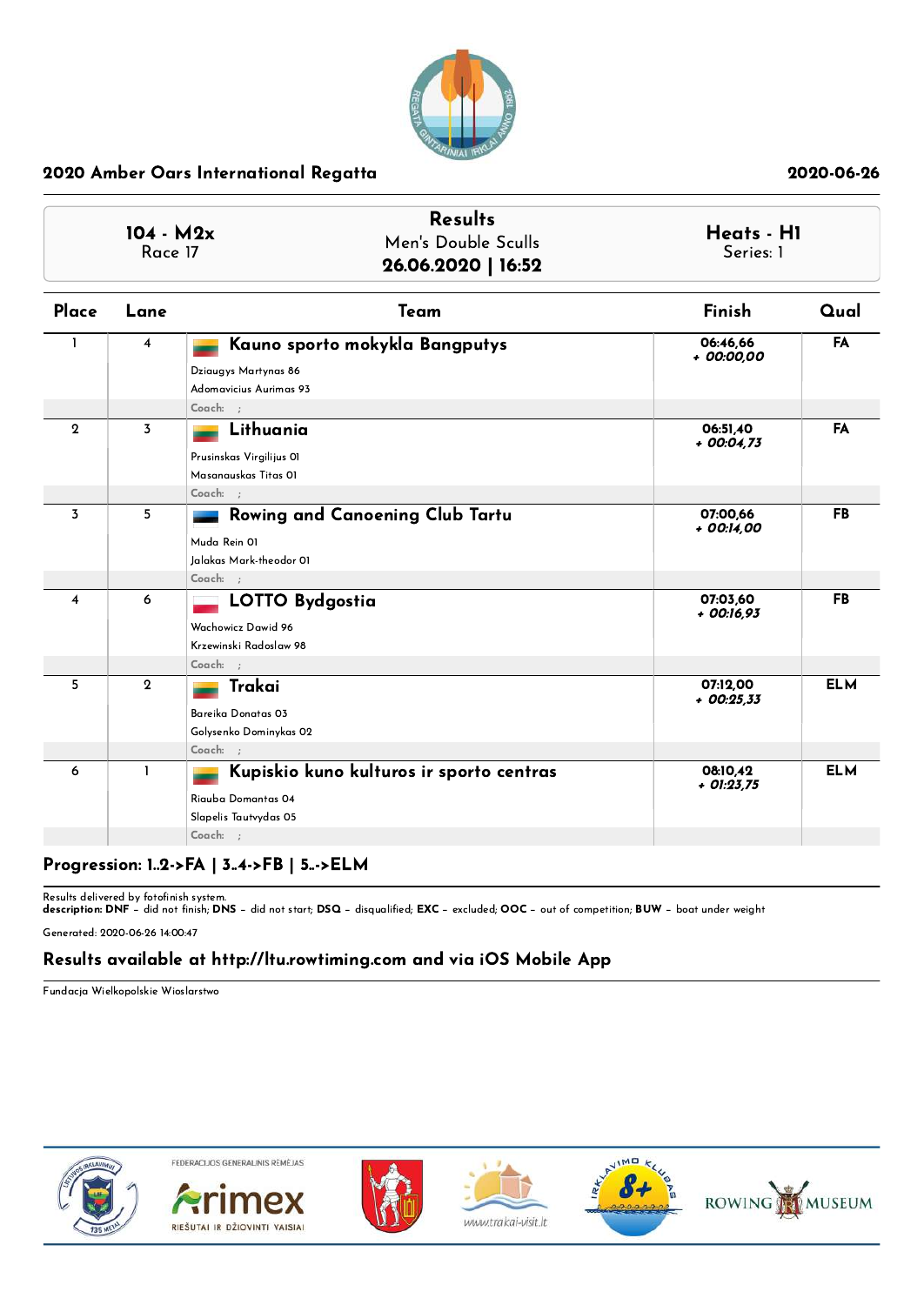## 2020 Amber Oars International Regatta

2020-06-26

**104 - M2x**
Race 17

**Results**
Men's Double Sculls
**26.06.2020 | 16:52**

**Heats - H1**
Series: 1

| Place | Lane | Team | Finish | Qual |
|---|---|---|---|---|
| 1 | 4 | **Kauno sporto mokykla Bangputys**<br>Dziaugys Martynas 86<br>Adomavicius Aurimas 93<br>Coach: ; | 06:46,66<br>*+ 00:00,00* | FA |
| 2 | 3 | **Lithuania**<br>Prusinskas Virgilijus 01<br>Masanauskas Titas 01<br>Coach: ; | 06:51,40<br>*+ 00:04,73* | FA |
| 3 | 5 | **Rowing and Canoening Club Tartu**<br>Muda Rein 01<br>Jalakas Mark-theodor 01<br>Coach: ; | 07:00,66<br>*+ 00:14,00* | FB |
| 4 | 6 | **LOTTO Bydgostia**<br>Wachowicz Dawid 96<br>Krzewinski Radoslaw 98<br>Coach: ; | 07:03,60<br>*+ 00:16,93* | FB |
| 5 | 2 | **Trakai**<br>Bareika Donatas 03<br>Golysenko Dominykas 02<br>Coach: ; | 07:12,00<br>*+ 00:25,33* | ELM |
| 6 | 1 | **Kupiskio kuno kulturos ir sporto centras**<br>Riauba Domantas 04<br>Slapelis Tautvydas 05<br>Coach: ; | 08:10,42<br>*+ 01:23,75* | ELM |

**Progression: 1..2->FA | 3..4->FB | 5..->ELM**

Results delivered by fotofinish system.
**description: DNF** – did not finish; **DNS** – did not start; **DSQ** – disqualified; **EXC** – excluded; **OOC** – out of competition; **BUW** – boat under weight

Generated: 2020-06-26 14:00:47

**Results available at http://ltu.rowtiming.com and via iOS Mobile App**

Fundacja Wielkopolskie Wioslarstwo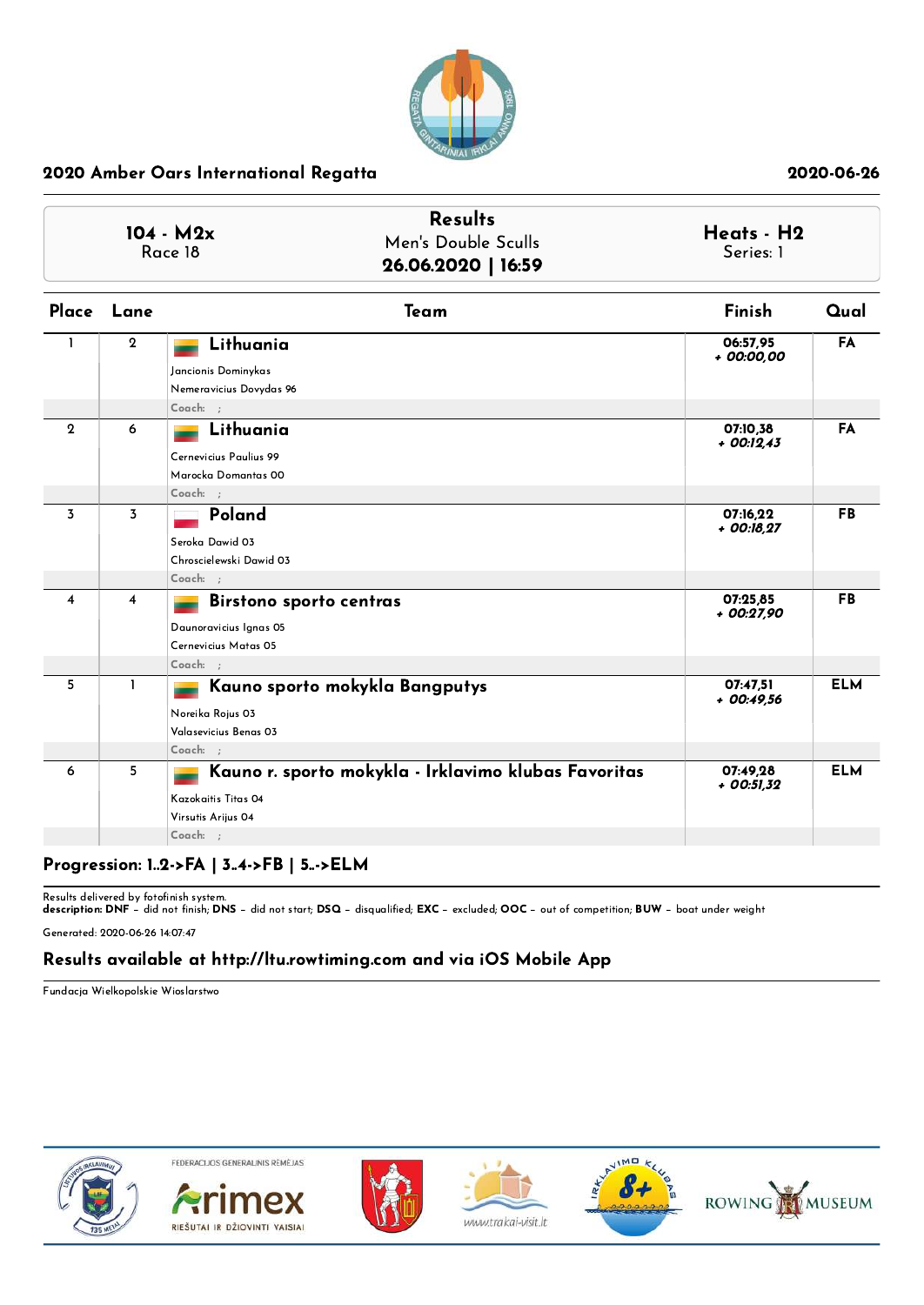## 2020 Amber Oars International Regatta

2020-06-26

| 104 - M2x<br>Race 18 | Results<br>Men's Double Sculls<br>**26.06.2020 \| 16:59** | Heats - H2<br>Series: 1 |
|---|---|---|

| Place | Lane | Team | Finish | Qual |
|---|---|---|---|---|
| 1 | 2 | **Lithuania**<br>Jancionis Dominykas<br>Nemeravicius Dovydas 96<br>Coach: ; | 06:57,95<br>+ 00:00,00 | FA |
| 2 | 6 | **Lithuania**<br>Cernevicius Paulius 99<br>Marocka Domantas 00<br>Coach: ; | 07:10,38<br>+ 00:12,43 | FA |
| 3 | 3 | **Poland**<br>Seroka Dawid 03<br>Chroscielewski Dawid 03<br>Coach: ; | 07:16,22<br>+ 00:18,27 | FB |
| 4 | 4 | **Birstono sporto centras**<br>Daunoravicius Ignas 05<br>Cernevicius Matas 05<br>Coach: ; | 07:25,85<br>+ 00:27,90 | FB |
| 5 | 1 | **Kauno sporto mokykla Bangputys**<br>Noreika Rojus 03<br>Valasevicius Benas 03<br>Coach: ; | 07:47,51<br>+ 00:49,56 | ELM |
| 6 | 5 | **Kauno r. sporto mokykla - Irklavimo klubas Favoritas**<br>Kazokaitis Titas 04<br>Virsutis Arijus 04<br>Coach: ; | 07:49,28<br>+ 00:51,32 | ELM |

**Progression: 1..2->FA | 3..4->FB | 5..->ELM**

Results delivered by fotofinish system.
**description: DNF** – did not finish; **DNS** – did not start; **DSQ** – disqualified; **EXC** – excluded; **OOC** – out of competition; **BUW** – boat under weight

Generated: 2020-06-26 14:07:47

**Results available at http://ltu.rowtiming.com and via iOS Mobile App**

Fundacja Wielkopolskie Wioslarstwo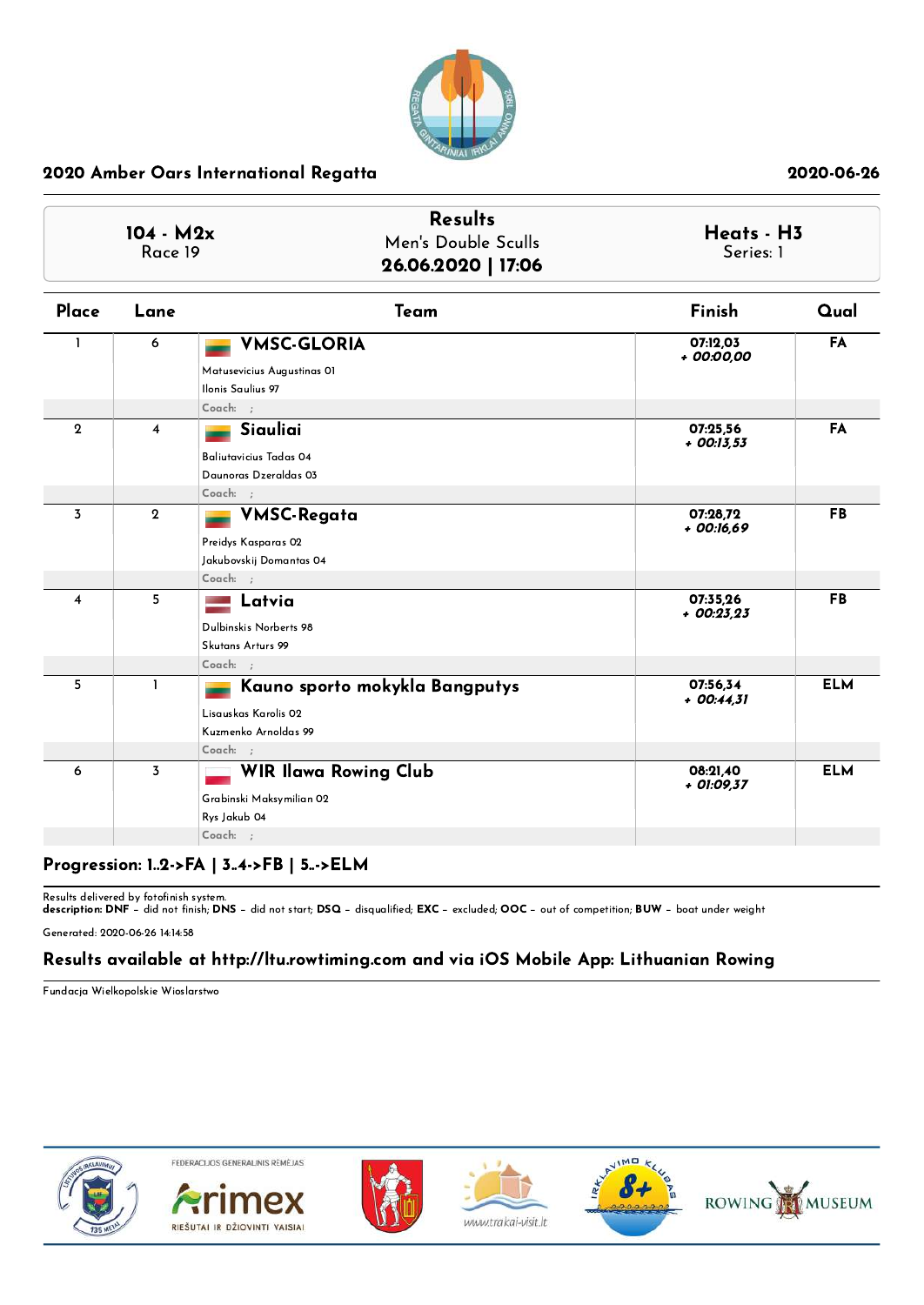## 2020 Amber Oars International Regatta

2020-06-26

| 104 - M2x<br>Race 19 | Results<br>Men's Double Sculls<br>**26.06.2020 \| 17:06** | Heats - H3<br>Series: 1 |
|---|---|---|

| Place | Lane | Team | Finish | Qual |
|---|---|---|---|---|
| 1 | 6 | **VMSC-GLORIA**<br>Matusevicius Augustinas 01<br>Ilonis Saulius 97<br>Coach: ; | 07:12,03<br>*+ 00:00,00* | FA |
| 2 | 4 | **Siauliai**<br>Baliutavicius Tadas 04<br>Daunoras Dzeraldas 03<br>Coach: ; | 07:25,56<br>*+ 00:13,53* | FA |
| 3 | 2 | **VMSC-Regata**<br>Preidys Kasparas 02<br>Jakubovskij Domantas 04<br>Coach: ; | 07:28,72<br>*+ 00:16,69* | FB |
| 4 | 5 | **Latvia**<br>Dulbinskis Norberts 98<br>Skutans Arturs 99<br>Coach: ; | 07:35,26<br>*+ 00:23,23* | FB |
| 5 | 1 | **Kauno sporto mokykla Bangputys**<br>Lisauskas Karolis 02<br>Kuzmenko Arnoldas 99<br>Coach: ; | 07:56,34<br>*+ 00:44,31* | ELM |
| 6 | 3 | **WIR Ilawa Rowing Club**<br>Grabinski Maksymilian 02<br>Rys Jakub 04<br>Coach: ; | 08:21,40<br>*+ 01:09,37* | ELM |

**Progression: 1..2->FA | 3..4->FB | 5..->ELM**

Results delivered by fotofinish system.
**description: DNF** – did not finish; **DNS** – did not start; **DSQ** – disqualified; **EXC** – excluded; **OOC** – out of competition; **BUW** – boat under weight

Generated: 2020-06-26 14:14:58

**Results available at http://ltu.rowtiming.com and via iOS Mobile App: Lithuanian Rowing**

Fundacja Wielkopolskie Wioslarstwo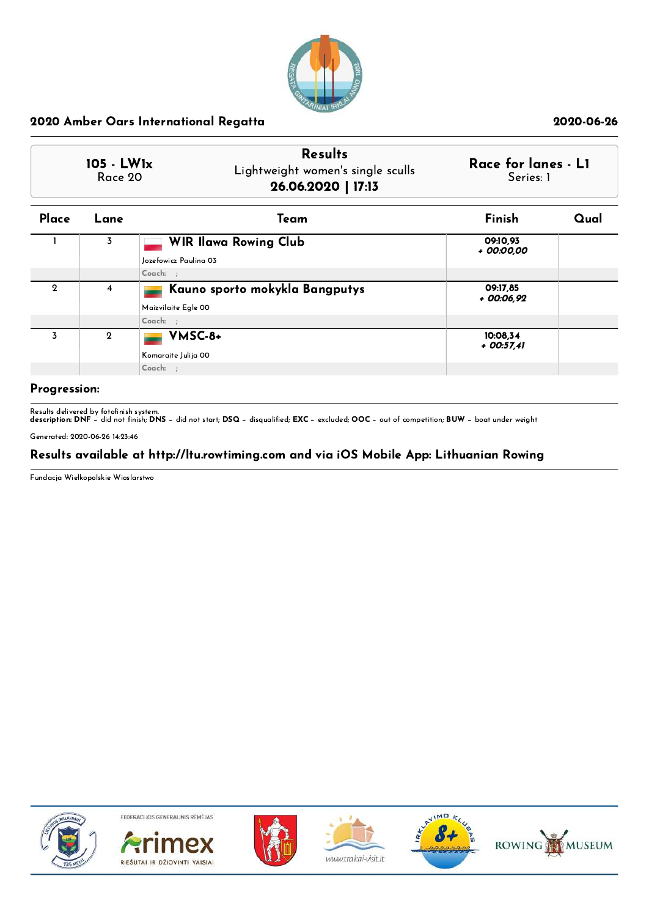## 2020 Amber Oars International Regatta

2020-06-26

**105 - LW1x**
Race 20

**Results**
Lightweight women's single sculls
**26.06.2020 | 17:13**

**Race for lanes - L1**
Series: 1

| Place | Lane | Team | Finish | Qual |
|---|---|---|---|---|
| 1 | 3 | **WIR Ilawa Rowing Club**<br>Jozefowicz Paulina 03<br>Coach: ; | 09:10,93<br>*+ 00:00,00* | |
| 2 | 4 | **Kauno sporto mokykla Bangputys**<br>Maizvilaite Egle 00<br>Coach: ; | 09:17,85<br>*+ 00:06,92* | |
| 3 | 2 | **VMSC-8+**<br>Komaraite Julija 00<br>Coach: ; | 10:08,34<br>*+ 00:57,41* | |

**Progression:**

Results delivered by fotofinish system.
**description: DNF** – did not finish; **DNS** – did not start; **DSQ** – disqualified; **EXC** – excluded; **OOC** – out of competition; **BUW** – boat under weight

Generated: 2020-06-26 14:23:46

**Results available at http://ltu.rowtiming.com and via iOS Mobile App: Lithuanian Rowing**

Fundacja Wielkopolskie Wioslarstwo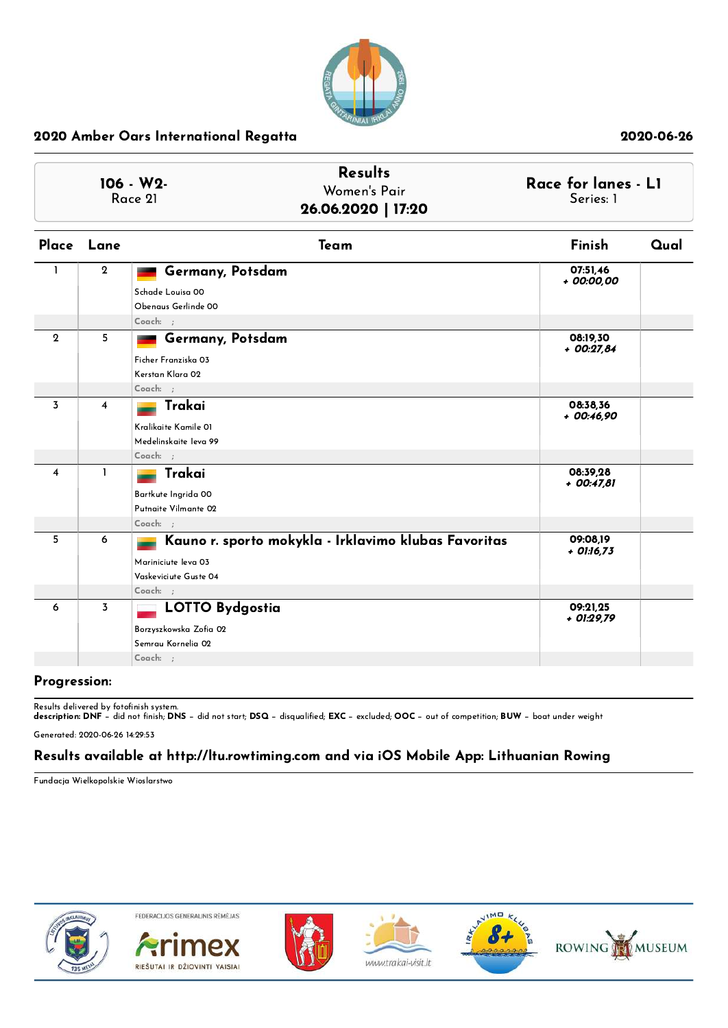## 2020 Amber Oars International Regatta

2020-06-26

| 106 - W2- Race 21 | Results Women's Pair **26.06.2020 \| 17:20** | Race for lanes - L1 Series: 1 |
|---|---|---|

| Place | Lane | Team | Finish | Qual |
|---|---|---|---|---|
| 1 | 2 | **Germany, Potsdam**<br>Schade Louisa 00<br>Obenaus Gerlinde 00<br>Coach: ; | 07:51,46<br>*+ 00:00,00* | |
| 2 | 5 | **Germany, Potsdam**<br>Ficher Franziska 03<br>Kerstan Klara 02<br>Coach: ; | 08:19,30<br>*+ 00:27,84* | |
| 3 | 4 | **Trakai**<br>Kralikaite Kamile 01<br>Medelinskaite Ieva 99<br>Coach: ; | 08:38,36<br>*+ 00:46,90* | |
| 4 | 1 | **Trakai**<br>Bartkute Ingrida 00<br>Putnaite Vilmante 02<br>Coach: ; | 08:39,28<br>*+ 00:47,81* | |
| 5 | 6 | **Kauno r. sporto mokykla - Irklavimo klubas Favoritas**<br>Mariniciute Ieva 03<br>Vaskeviciute Guste 04<br>Coach: ; | 09:08,19<br>*+ 01:16,73* | |
| 6 | 3 | **LOTTO Bydgostia**<br>Borzyszkowska Zofia 02<br>Semrau Kornelia 02<br>Coach: ; | 09:21,25<br>*+ 01:29,79* | |

**Progression:**

Results delivered by fotofinish system.
**description: DNF** – did not finish; **DNS** – did not start; **DSQ** – disqualified; **EXC** – excluded; **OOC** – out of competition; **BUW** – boat under weight

Generated: 2020-06-26 14:29:53

### Results available at http://ltu.rowtiming.com and via iOS Mobile App: Lithuanian Rowing

Fundacja Wielkopolskie Wioslarstwo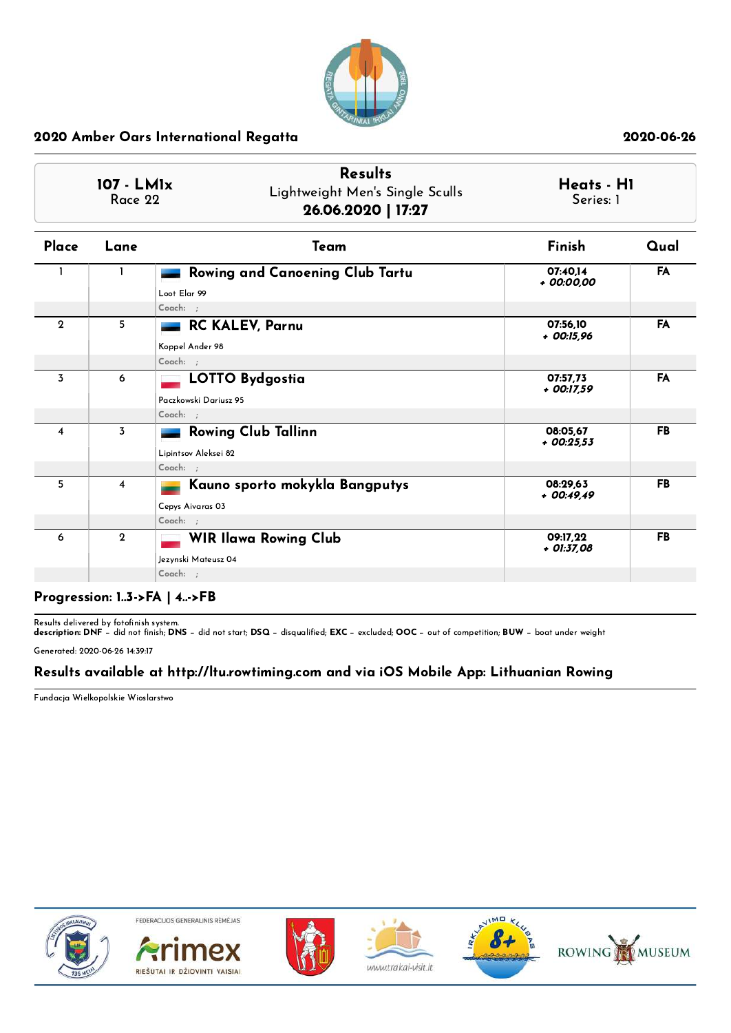## 2020 Amber Oars International Regatta

2020-06-26

| 107 - LM1x<br>Race 22 | Results<br>Lightweight Men's Single Sculls<br>**26.06.2020 \| 17:27** | Heats - H1<br>Series: 1 |
|---|---|---|

| Place | Lane | Team | Finish | Qual |
|---|---|---|---|---|
| 1 | 1 | **Rowing and Canoening Club Tartu**<br>Loot Elar 99<br>Coach: ; | 07:40,14<br>+ 00:00,00 | FA |
| 2 | 5 | **RC KALEV, Parnu**<br>Koppel Ander 98<br>Coach: ; | 07:56,10<br>+ 00:15,96 | FA |
| 3 | 6 | **LOTTO Bydgostia**<br>Paczkowski Dariusz 95<br>Coach: ; | 07:57,73<br>+ 00:17,59 | FA |
| 4 | 3 | **Rowing Club Tallinn**<br>Lipintsov Aleksei 82<br>Coach: ; | 08:05,67<br>+ 00:25,53 | FB |
| 5 | 4 | **Kauno sporto mokykla Bangputys**<br>Cepys Aivaras 03<br>Coach: ; | 08:29,63<br>+ 00:49,49 | FB |
| 6 | 2 | **WIR Ilawa Rowing Club**<br>Jezynski Mateusz 04<br>Coach: ; | 09:17,22<br>+ 01:37,08 | FB |

**Progression: 1..3->FA | 4..->FB**

Results delivered by fotofinish system.
**description: DNF** – did not finish; **DNS** – did not start; **DSQ** – disqualified; **EXC** – excluded; **OOC** – out of competition; **BUW** – boat under weight

Generated: 2020-06-26 14:39:17

### Results available at http://ltu.rowtiming.com and via iOS Mobile App: Lithuanian Rowing

Fundacja Wielkopolskie Wioslarstwo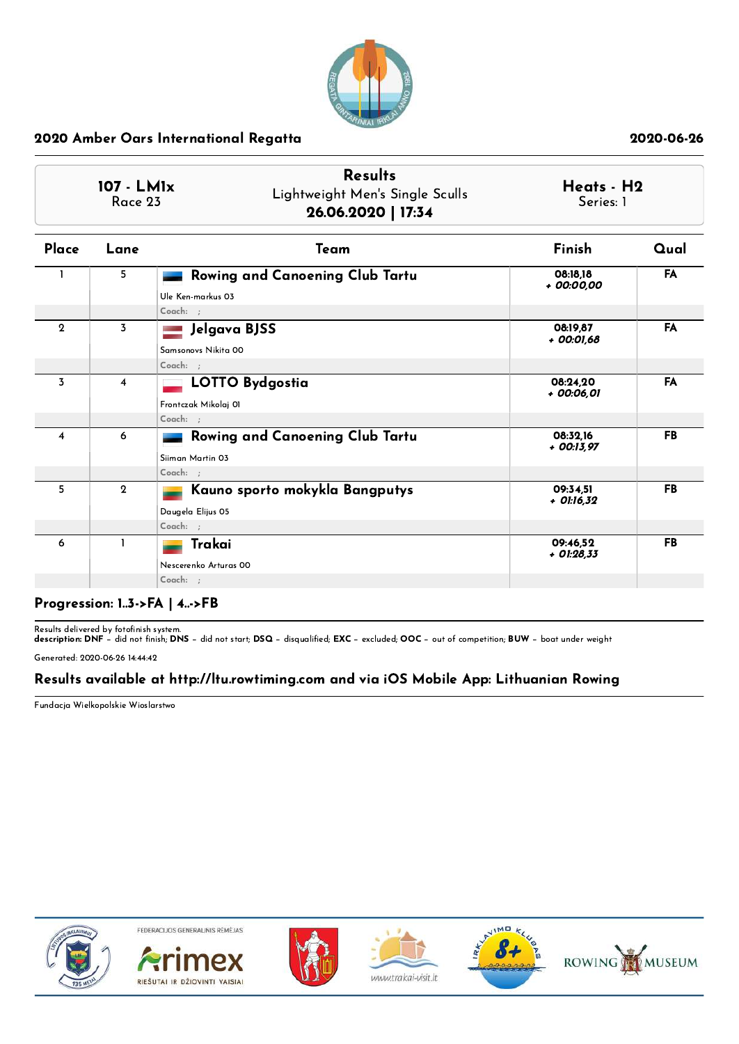## 2020 Amber Oars International Regatta

2020-06-26

**107 - LM1x**
Race 23

**Results**
Lightweight Men's Single Sculls
**26.06.2020 | 17:34**

**Heats - H2**
Series: 1

| Place | Lane | Team | Finish | Qual |
|---|---|---|---|---|
| 1 | 5 | **Rowing and Canoening Club Tartu**<br>Ule Ken-markus 03<br>Coach: ; | 08:18,18<br>*+ 00:00,00* | FA |
| 2 | 3 | **Jelgava BJSS**<br>Samsonovs Nikita 00<br>Coach: ; | 08:19,87<br>*+ 00:01,68* | FA |
| 3 | 4 | **LOTTO Bydgostia**<br>Frontczak Mikolaj 01<br>Coach: ; | 08:24,20<br>*+ 00:06,01* | FA |
| 4 | 6 | **Rowing and Canoening Club Tartu**<br>Siiman Martin 03<br>Coach: ; | 08:32,16<br>*+ 00:13,97* | FB |
| 5 | 2 | **Kauno sporto mokykla Bangputys**<br>Daugela Elijus 05<br>Coach: ; | 09:34,51<br>*+ 01:16,32* | FB |
| 6 | 1 | **Trakai**<br>Nescerenko Arturas 00<br>Coach: ; | 09:46,52<br>*+ 01:28,33* | FB |

**Progression: 1..3->FA | 4..->FB**

Results delivered by fotofinish system.
**description: DNF** – did not finish; **DNS** – did not start; **DSQ** – disqualified; **EXC** – excluded; **OOC** – out of competition; **BUW** – boat under weight

Generated: 2020-06-26 14:44:42

### Results available at http://ltu.rowtiming.com and via iOS Mobile App: Lithuanian Rowing

Fundacja Wielkopolskie Wioslarstwo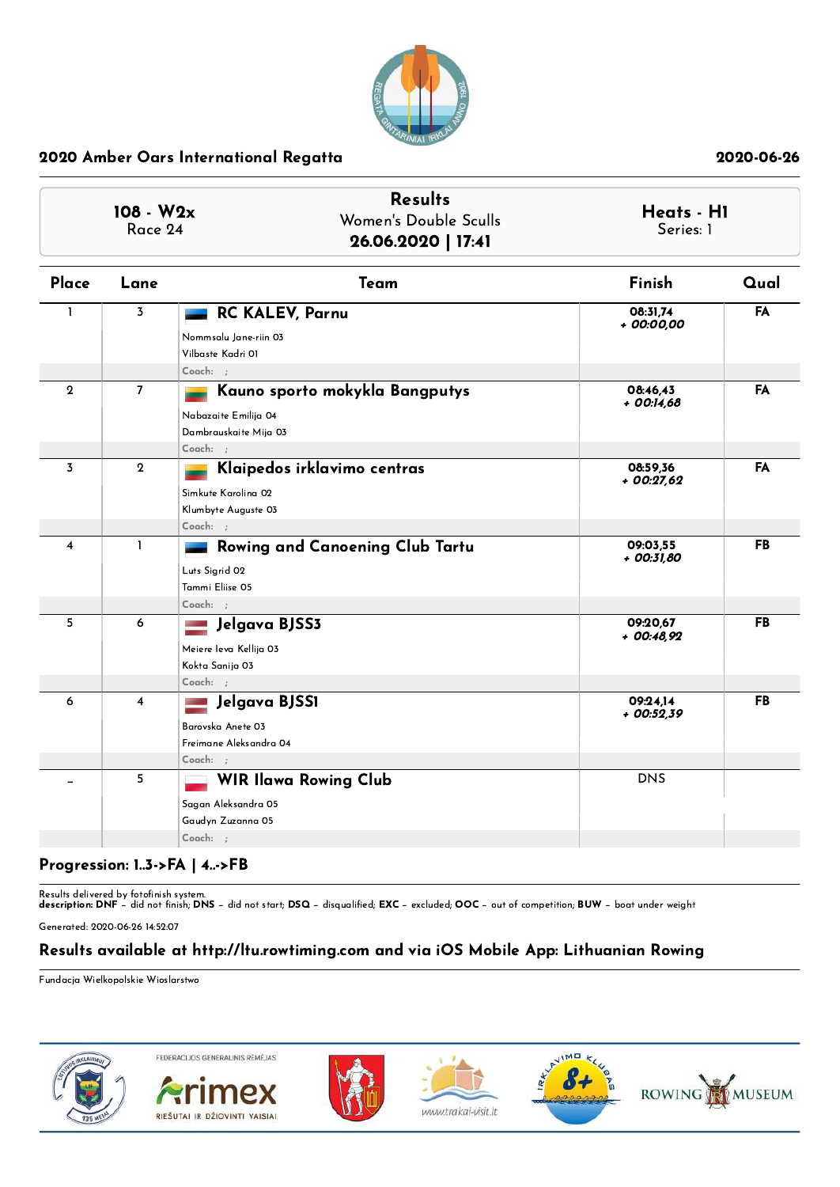## 2020 Amber Oars International Regatta

2020-06-26

**108 - W2x**
Race 24

**Results**
Women's Double Sculls
**26.06.2020 | 17:41**

**Heats - H1**
Series: 1

| Place | Lane | Team | Finish | Qual |
|---|---|---|---|---|
| 1 | 3 | **RC KALEV, Parnu**<br>Nommsalu Jane-riin 03<br>Vilbaste Kadri 01<br>Coach: ; | 08:31,74<br>*+ 00:00,00* | FA |
| 2 | 7 | **Kauno sporto mokykla Bangputys**<br>Nabazaite Emilija 04<br>Dambrauskaite Mija 03<br>Coach: ; | 08:46,43<br>*+ 00:14,68* | FA |
| 3 | 2 | **Klaipedos irklavimo centras**<br>Simkute Karolina 02<br>Klumbyte Auguste 03<br>Coach: ; | 08:59,36<br>*+ 00:27,62* | FA |
| 4 | 1 | **Rowing and Canoening Club Tartu**<br>Luts Sigrid 02<br>Tammi Eliise 05<br>Coach: ; | 09:03,55<br>*+ 00:31,80* | FB |
| 5 | 6 | **Jelgava BJSS3**<br>Meiere Ieva Kellija 03<br>Kokta Sanija 03<br>Coach: ; | 09:20,67<br>*+ 00:48,92* | FB |
| 6 | 4 | **Jelgava BJSS1**<br>Barovska Anete 03<br>Freimane Aleksandra 04<br>Coach: ; | 09:24,14<br>*+ 00:52,39* | FB |
| - | 5 | **WIR Ilawa Rowing Club**<br>Sagan Aleksandra 05<br>Gaudyn Zuzanna 05<br>Coach: ; | DNS | |

**Progression: 1..3->FA | 4..->FB**

Results delivered by fotofinish system.
**description: DNF** – did not finish; **DNS** – did not start; **DSQ** – disqualified; **EXC** – excluded; **OOC** – out of competition; **BUW** – boat under weight

Generated: 2020-06-26 14:52:07

**Results available at http://ltu.rowtiming.com and via iOS Mobile App: Lithuanian Rowing**

Fundacja Wielkopolskie Wioslarstwo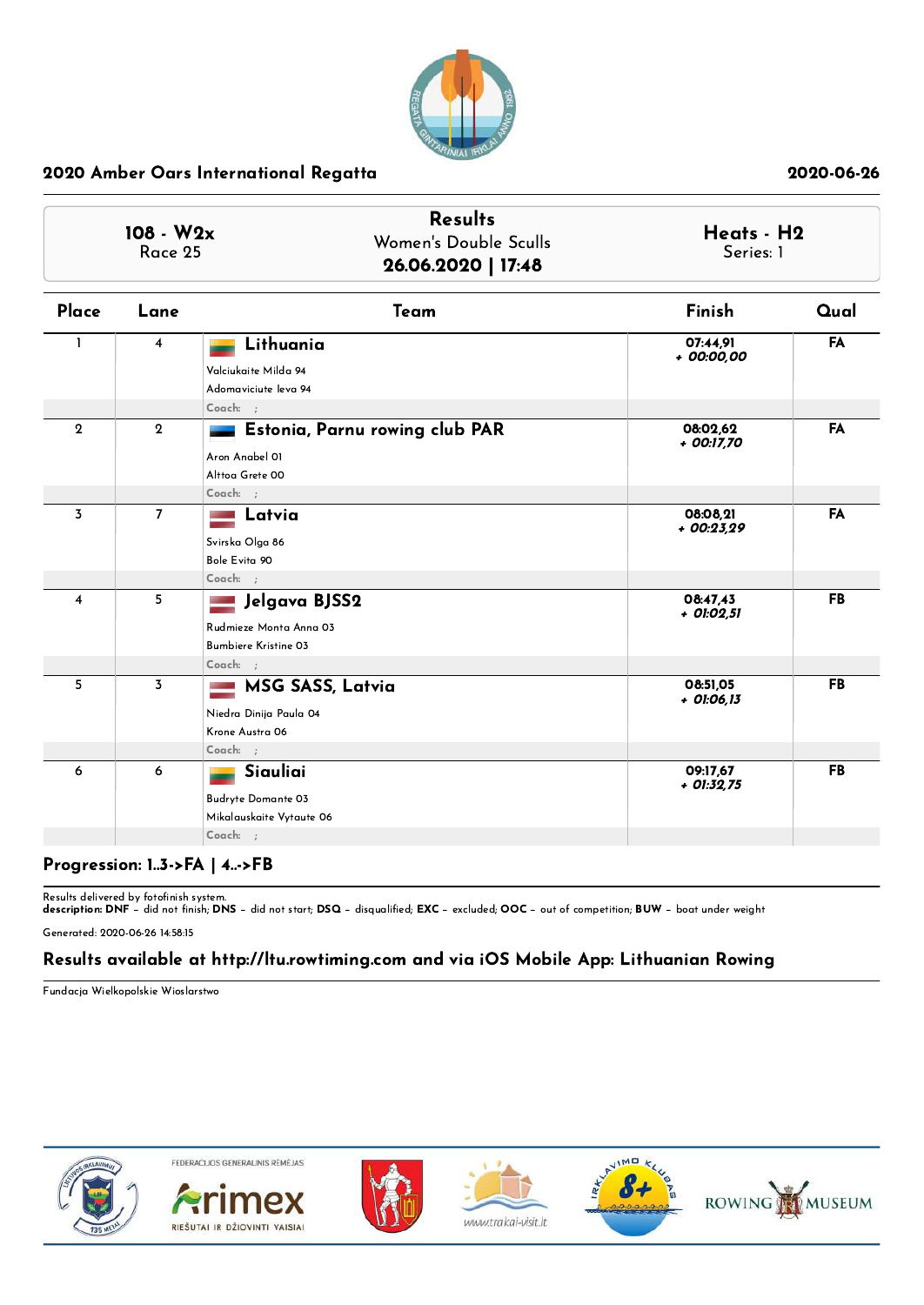## 2020 Amber Oars International Regatta

2020-06-26

**108 - W2x**
Race 25

**Results**
Women's Double Sculls
**26.06.2020 | 17:48**

**Heats - H2**
Series: 1

| Place | Lane | Team | Finish | Qual |
|---|---|---|---|---|
| 1 | 4 | **Lithuania**<br>Valciukaite Milda 94<br>Adomaviciute Ieva 94<br>Coach: ; | 07:44,91<br>+ 00:00,00 | FA |
| 2 | 2 | **Estonia, Parnu rowing club PAR**<br>Aron Anabel 01<br>Alttoa Grete 00<br>Coach: ; | 08:02,62<br>+ 00:17,70 | FA |
| 3 | 7 | **Latvia**<br>Svirska Olga 86<br>Bole Evita 90<br>Coach: ; | 08:08,21<br>+ 00:23,29 | FA |
| 4 | 5 | **Jelgava BJSS2**<br>Rudmieze Monta Anna 03<br>Bumbiere Kristine 03<br>Coach: ; | 08:47,43<br>+ 01:02,51 | FB |
| 5 | 3 | **MSG SASS, Latvia**<br>Niedra Dinija Paula 04<br>Krone Austra 06<br>Coach: ; | 08:51,05<br>+ 01:06,13 | FB |
| 6 | 6 | **Siauliai**<br>Budryte Domante 03<br>Mikalauskaite Vytaute 06<br>Coach: ; | 09:17,67<br>+ 01:32,75 | FB |

**Progression: 1..3->FA | 4..->FB**

Results delivered by fotofinish system.
**description: DNF** – did not finish; **DNS** – did not start; **DSQ** – disqualified; **EXC** – excluded; **OOC** – out of competition; **BUW** – boat under weight

Generated: 2020-06-26 14:58:15

**Results available at http://ltu.rowtiming.com and via iOS Mobile App: Lithuanian Rowing**

Fundacja Wielkopolskie Wioslarstwo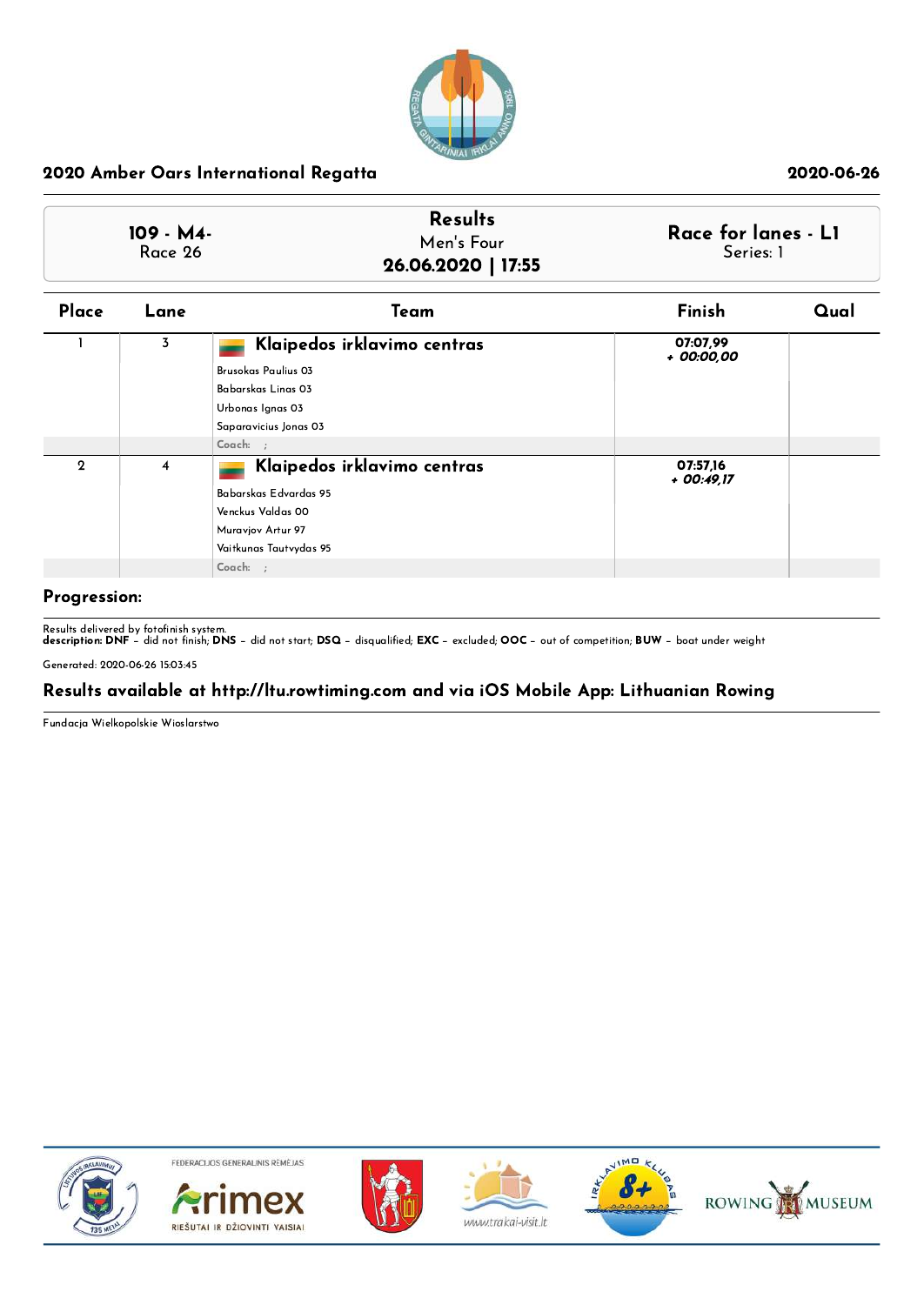## 2020 Amber Oars International Regatta

2020-06-26

| 109 - M4- Race 26 | Results Men's Four **26.06.2020 \| 17:55** | Race for lanes - L1 Series: 1 |
|---|---|---|

| Place | Lane | Team | Finish | Qual |
|---|---|---|---|---|
| 1 | 3 | **Klaipedos irklavimo centras**<br>Brusokas Paulius 03<br>Babarskas Linas 03<br>Urbonas Ignas 03<br>Saparavicius Jonas 03<br>Coach: ; | 07:07,99<br>*+ 00:00,00* | |
| 2 | 4 | **Klaipedos irklavimo centras**<br>Babarskas Edvardas 95<br>Venckus Valdas 00<br>Muravjov Artur 97<br>Vaitkunas Tautvydas 95<br>Coach: ; | 07:57,16<br>*+ 00:49,17* | |

**Progression:**

Results delivered by fotofinish system.
**description: DNF** – did not finish; **DNS** – did not start; **DSQ** – disqualified; **EXC** – excluded; **OOC** – out of competition; **BUW** – boat under weight

Generated: 2020-06-26 15:03:45

**Results available at http://ltu.rowtiming.com and via iOS Mobile App: Lithuanian Rowing**

Fundacja Wielkopolskie Wioslarstwo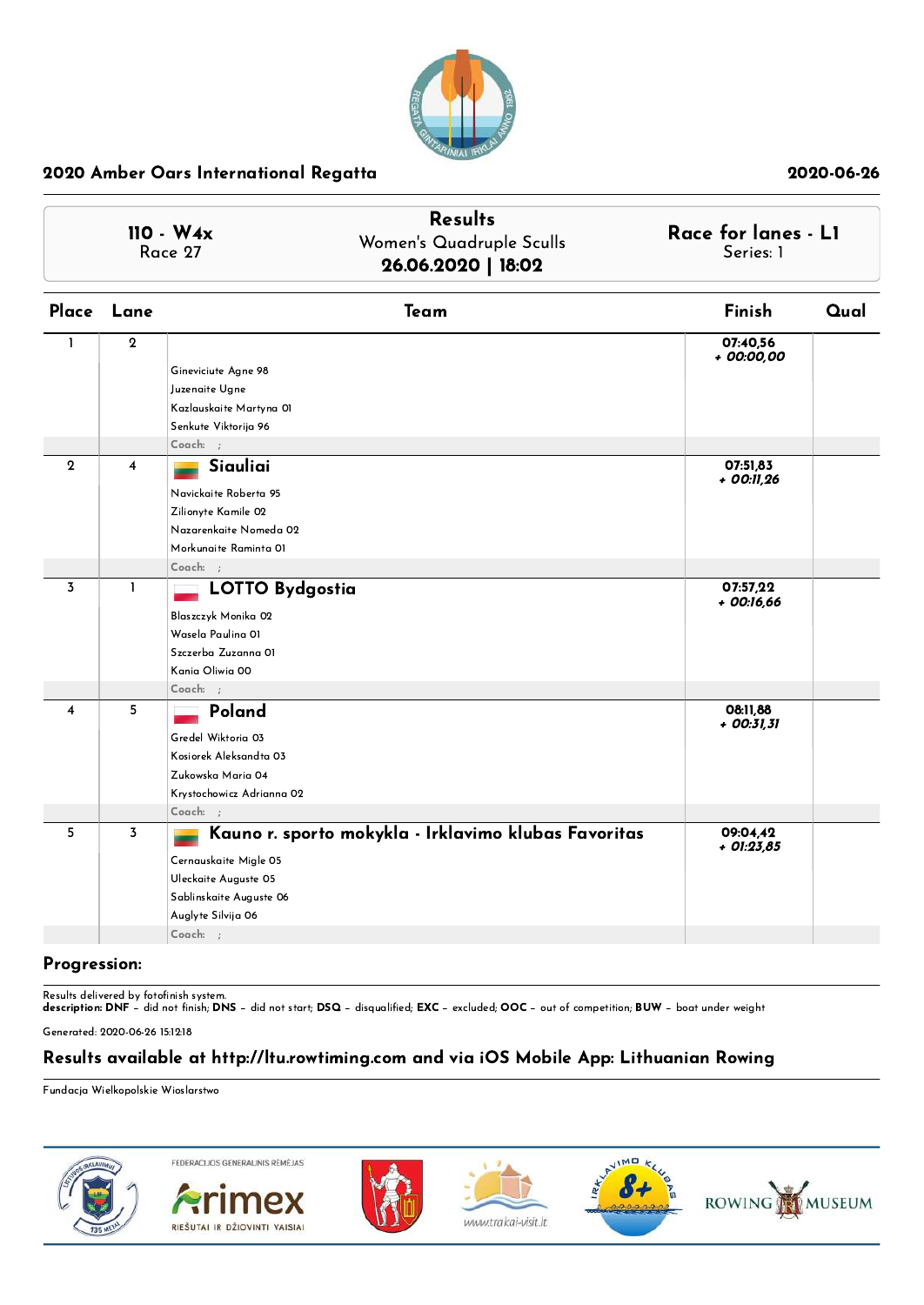## 2020 Amber Oars International Regatta

2020-06-26

| 110 - W4x<br>Race 27 | Results<br>Women's Quadruple Sculls<br>**26.06.2020 \| 18:02** | Race for lanes - L1<br>Series: 1 |
|---|---|---|

| Place | Lane | Team | Finish | Qual |
|---|---|---|---|---|
| 1 | 2 | Gineviciute Agne 98<br>Juzenaite Ugne<br>Kazlauskaite Martyna 01<br>Senkute Viktorija 96<br>Coach: ; | 07:40,56<br>*+ 00:00,00* | |
| 2 | 4 | **Siauliai**<br>Navickaite Roberta 95<br>Zilionyte Kamile 02<br>Nazarenkaite Nomeda 02<br>Morkunaite Raminta 01<br>Coach: ; | 07:51,83<br>*+ 00:11,26* | |
| 3 | 1 | **LOTTO Bydgostia**<br>Blaszczyk Monika 02<br>Wasela Paulina 01<br>Szczerba Zuzanna 01<br>Kania Oliwia 00<br>Coach: ; | 07:57,22<br>*+ 00:16,66* | |
| 4 | 5 | **Poland**<br>Gredel Wiktoria 03<br>Kosiorek Aleksandta 03<br>Zukowska Maria 04<br>Krystochowicz Adrianna 02<br>Coach: ; | 08:11,88<br>*+ 00:31,31* | |
| 5 | 3 | **Kauno r. sporto mokykla - Irklavimo klubas Favoritas**<br>Cernauskaite Migle 05<br>Uleckaite Auguste 05<br>Sablinskaite Auguste 06<br>Auglyte Silvija 06<br>Coach: ; | 09:04,42<br>*+ 01:23,85* | |

**Progression:**

Results delivered by fotofinish system.
**description: DNF** – did not finish; **DNS** – did not start; **DSQ** – disqualified; **EXC** – excluded; **OOC** – out of competition; **BUW** – boat under weight

Generated: 2020-06-26 15:12:18

**Results available at http://ltu.rowtiming.com and via iOS Mobile App: Lithuanian Rowing**

Fundacja Wielkopolskie Wioslarstwo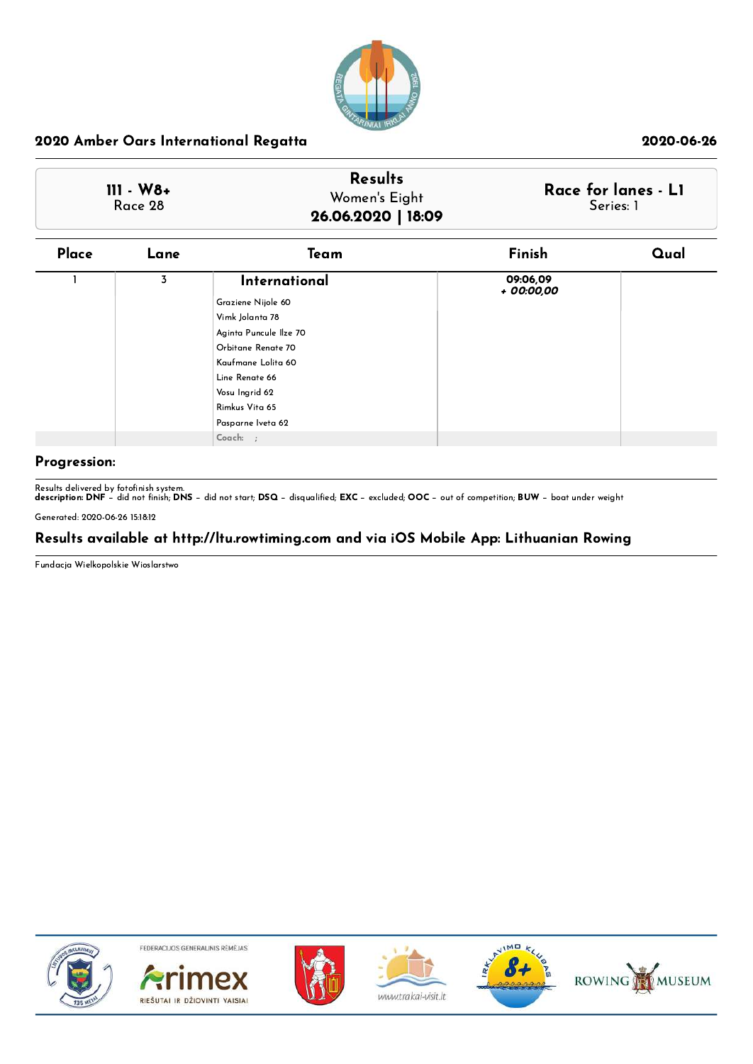## 2020 Amber Oars International Regatta

2020-06-26

| 111 - W8+ | Results | Race for lanes - L1 |
|---|---|---|
| Race 28 | Women's Eight | Series: 1 |
| | **26.06.2020 \| 18:09** | |

| Place | Lane | Team | Finish | Qual |
|---|---|---|---|---|
| 1 | 3 | **International**<br>Graziene Nijole 60<br>Vimk Jolanta 78<br>Aginta Puncule Ilze 70<br>Orbitane Renate 70<br>Kaufmane Lolita 60<br>Line Renate 66<br>Vosu Ingrid 62<br>Rimkus Vita 65<br>Pasparne Iveta 62<br>Coach: ; | 09:06,09<br>*+ 00:00,00* | |

**Progression:**

Results delivered by fotofinish system.
**description: DNF** – did not finish; **DNS** – did not start; **DSQ** – disqualified; **EXC** – excluded; **OOC** – out of competition; **BUW** – boat under weight

Generated: 2020-06-26 15:18:12

### Results available at http://ltu.rowtiming.com and via iOS Mobile App: Lithuanian Rowing

Fundacja Wielkopolskie Wioslarstwo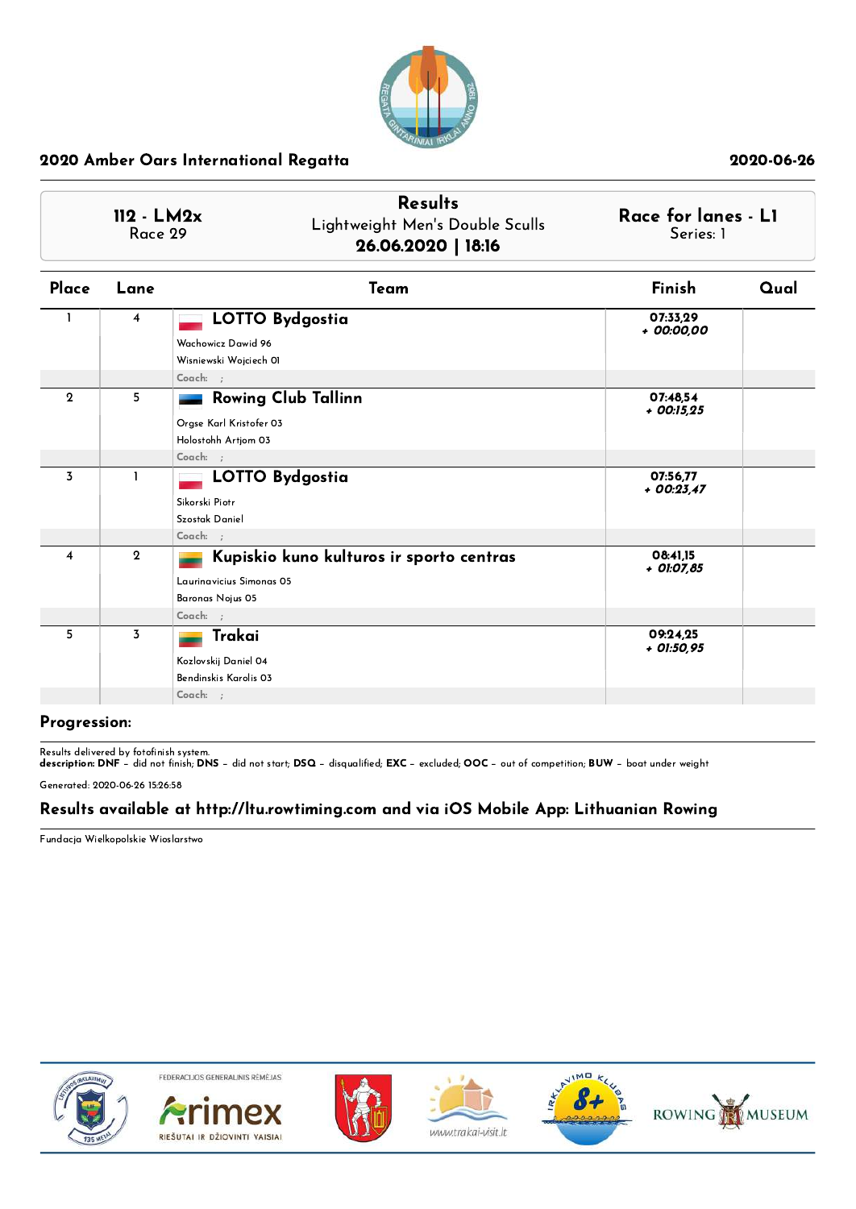## 2020 Amber Oars International Regatta

2020-06-26

| 112 - LM2x<br>Race 29 | Results<br>Lightweight Men's Double Sculls<br>**26.06.2020 \| 18:16** | Race for lanes - L1<br>Series: 1 |
|---|---|---|

| Place | Lane | Team | Finish | Qual |
|---|---|---|---|---|
| 1 | 4 | **LOTTO Bydgostia**<br>Wachowicz Dawid 96<br>Wisniewski Wojciech 01<br>Coach: ; | 07:33,29<br>*+ 00:00,00* | |
| 2 | 5 | **Rowing Club Tallinn**<br>Orgse Karl Kristofer 03<br>Holostohh Artjom 03<br>Coach: ; | 07:48,54<br>*+ 00:15,25* | |
| 3 | 1 | **LOTTO Bydgostia**<br>Sikorski Piotr<br>Szostak Daniel<br>Coach: ; | 07:56,77<br>*+ 00:23,47* | |
| 4 | 2 | **Kupiskio kuno kulturos ir sporto centras**<br>Laurinavicius Simonas 05<br>Baronas Nojus 05<br>Coach: ; | 08:41,15<br>*+ 01:07,85* | |
| 5 | 3 | **Trakai**<br>Kozlovskij Daniel 04<br>Bendinskis Karolis 03<br>Coach: ; | 09:24,25<br>*+ 01:50,95* | |

### Progression:

Results delivered by fotofinish system.
**description: DNF** – did not finish; **DNS** – did not start; **DSQ** – disqualified; **EXC** – excluded; **OOC** – out of competition; **BUW** – boat under weight

Generated: 2020-06-26 15:26:58

### Results available at http://ltu.rowtiming.com and via iOS Mobile App: Lithuanian Rowing

Fundacja Wielkopolskie Wioslarstwo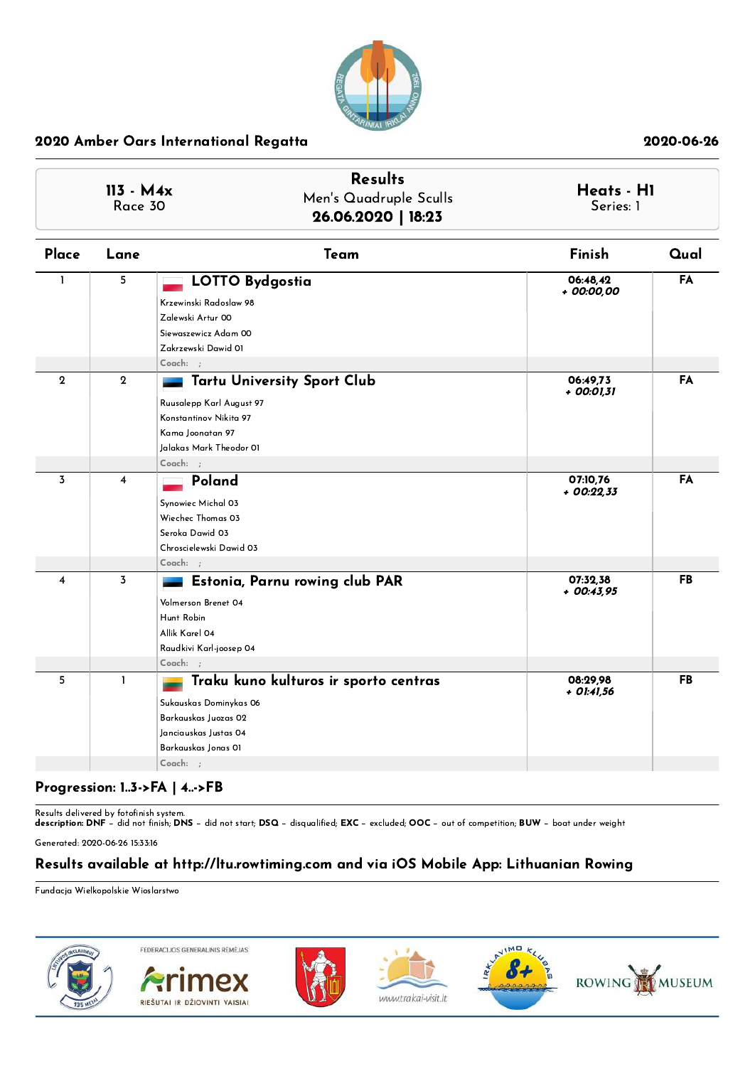## 2020 Amber Oars International Regatta

2020-06-26

**113 - M4x**
Race 30

**Results**
Men's Quadruple Sculls
**26.06.2020 | 18:23**

**Heats - H1**
Series: 1

| Place | Lane | Team | Finish | Qual |
|---|---|---|---|---|
| 1 | 5 | **LOTTO Bydgostia**<br>Krzewinski Radoslaw 98<br>Zalewski Artur 00<br>Siewaszewicz Adam 00<br>Zakrzewski Dawid 01<br>Coach: ; | 06:48,42<br>*+ 00:00,00* | FA |
| 2 | 2 | **Tartu University Sport Club**<br>Ruusalepp Karl August 97<br>Konstantinov Nikita 97<br>Kama Joonatan 97<br>Jalakas Mark Theodor 01<br>Coach: ; | 06:49,73<br>*+ 00:01,31* | FA |
| 3 | 4 | **Poland**<br>Synowiec Michal 03<br>Wiechec Thomas 03<br>Seroka Dawid 03<br>Chroscielewski Dawid 03<br>Coach: ; | 07:10,76<br>*+ 00:22,33* | FA |
| 4 | 3 | **Estonia, Parnu rowing club PAR**<br>Volmerson Brenet 04<br>Hunt Robin<br>Allik Karel 04<br>Raudkivi Karl-joosep 04<br>Coach: ; | 07:32,38<br>*+ 00:43,95* | FB |
| 5 | 1 | **Traku kuno kulturos ir sporto centras**<br>Sukauskas Dominykas 06<br>Barkauskas Juozas 02<br>Janciauskas Justas 04<br>Barkauskas Jonas 01<br>Coach: ; | 08:29,98<br>*+ 01:41,56* | FB |

**Progression: 1..3->FA | 4..->FB**

Results delivered by fotofinish system.
**description: DNF** – did not finish; **DNS** – did not start; **DSQ** – disqualified; **EXC** – excluded; **OOC** – out of competition; **BUW** – boat under weight

Generated: 2020-06-26 15:33:16

**Results available at http://ltu.rowtiming.com and via iOS Mobile App: Lithuanian Rowing**

Fundacja Wielkopolskie Wioslarstwo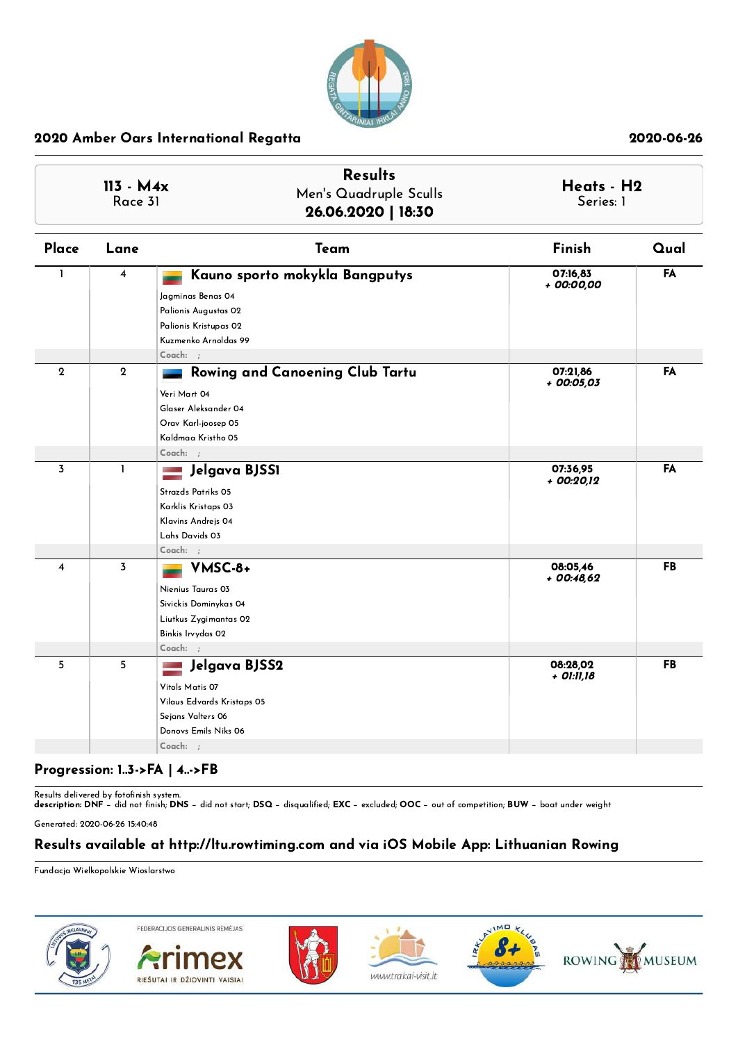## 2020 Amber Oars International Regatta

2020-06-26

| 113 - M4x<br>Race 31 | Results<br>Men's Quadruple Sculls<br>**26.06.2020 \| 18:30** | Heats - H2<br>Series: 1 |
|---|---|---|

| Place | Lane | Team | Finish | Qual |
|---|---|---|---|---|
| 1 | 4 | **Kauno sporto mokykla Bangputys**<br>Jagminas Benas 04<br>Palionis Augustas 02<br>Palionis Kristupas 02<br>Kuzmenko Arnoldas 99<br>Coach: ; | 07:16,83<br>*+ 00:00,00* | FA |
| 2 | 2 | **Rowing and Canoening Club Tartu**<br>Veri Mart 04<br>Glaser Aleksander 04<br>Orav Karl-joosep 05<br>Kaldmaa Kristho 05<br>Coach: ; | 07:21,86<br>*+ 00:05,03* | FA |
| 3 | 1 | **Jelgava BJSS1**<br>Strazds Patriks 05<br>Karklis Kristaps 03<br>Klavins Andrejs 04<br>Lahs Davids 03<br>Coach: ; | 07:36,95<br>*+ 00:20,12* | FA |
| 4 | 3 | **VMSC-8+**<br>Nienius Tauras 03<br>Sivickis Dominykas 04<br>Liutkus Zygimantas 02<br>Binkis Irvydas 02<br>Coach: ; | 08:05,46<br>*+ 00:48,62* | FB |
| 5 | 5 | **Jelgava BJSS2**<br>Vitols Matis 07<br>Vilaus Edvards Kristaps 05<br>Sejans Valters 06<br>Donovs Emils Niks 06<br>Coach: ; | 08:28,02<br>*+ 01:11,18* | FB |

**Progression: 1..3->FA | 4..->FB**

Results delivered by fotofinish system.
**description: DNF** – did not finish; **DNS** – did not start; **DSQ** – disqualified; **EXC** – excluded; **OOC** – out of competition; **BUW** – boat under weight

Generated: 2020-06-26 15:40:48

**Results available at http://ltu.rowtiming.com and via iOS Mobile App: Lithuanian Rowing**

Fundacja Wielkopolskie Wioslarstwo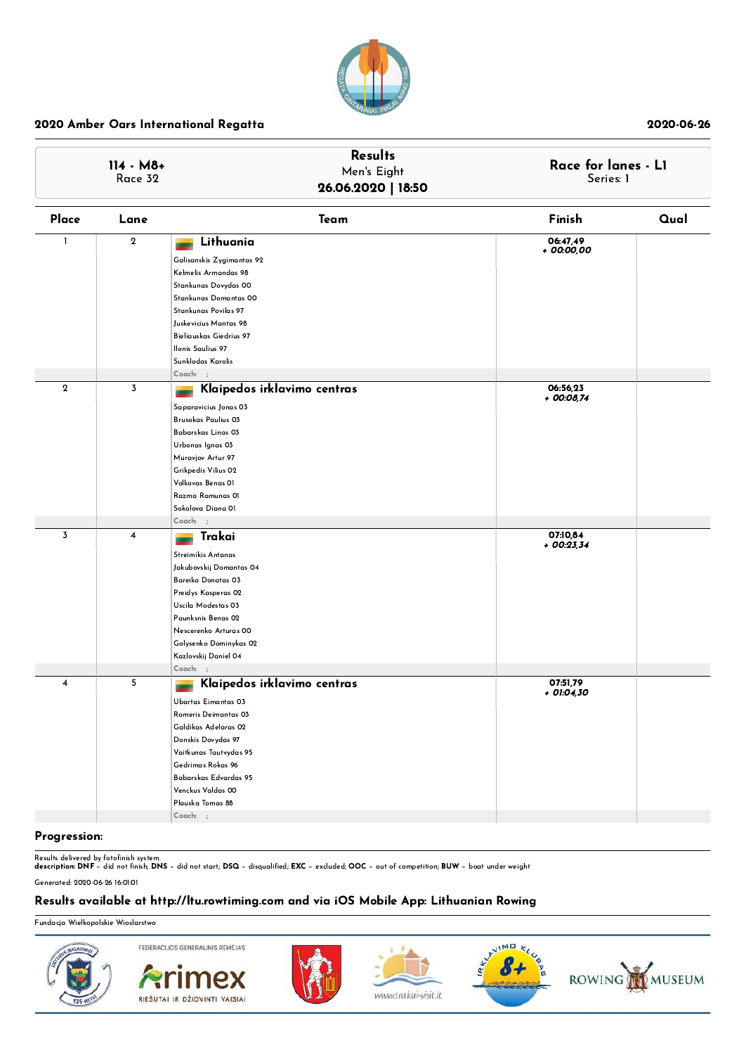## 2020 Amber Oars International Regatta

2020-06-26

**114 - M8+**
Race 32

**Results**
Men's Eight
**26.06.2020 | 18:50**

**Race for lanes - L1**
Series: 1

| Place | Lane | Team | Finish | Qual |
|---|---|---|---|---|
| 1 | 2 | **Lithuania**<br>Galisanskis Zygimantas 92<br>Kelmelis Armandas 98<br>Stankunas Dovydas 00<br>Stankunas Domantas 00<br>Stankunas Povilas 97<br>Juskevicius Mantas 98<br>Bieliauskas Giedrius 97<br>Ilonis Saulius 97<br>Sunklodas Karolis<br>Coach: ; | 06:47,49<br>*+ 00:00,00* | |
| 2 | 3 | **Klaipedos irklavimo centras**<br>Saparavicius Jonas 03<br>Brusokas Paulius 03<br>Babarskas Linas 03<br>Urbonas Ignas 03<br>Muravjov Artur 97<br>Grikpedis Vilius 02<br>Volkovas Benas 01<br>Razma Ramunas 01<br>Sokolova Diana 01<br>Coach: ; | 06:56,23<br>*+ 00:08,74* | |
| 3 | 4 | **Trakai**<br>Streimikis Antanas<br>Jakubovskij Domantas 04<br>Bareika Donatas 03<br>Preidys Kasperas 02<br>Uscila Modestas 03<br>Paunksnis Benas 02<br>Nescerenko Arturas 00<br>Golysenko Dominykas 02<br>Kozlovskij Daniel 04<br>Coach: ; | 07:10,84<br>*+ 00:23,34* | |
| 4 | 5 | **Klaipedos irklavimo centras**<br>Ubartas Eimantas 03<br>Romeris Deimantas 03<br>Galdikas Adelaras 02<br>Donskis Dovydas 97<br>Vaitkunas Tautvydas 95<br>Gedrimas Rokas 96<br>Babarskas Edvardas 95<br>Venckus Valdas 00<br>Plauska Tomas 88<br>Coach: ; | 07:51,79<br>*+ 01:04,30* | |

**Progression:**

Results delivered by fotofinish system.
**description: DNF** – did not finish; **DNS** – did not start; **DSQ** – disqualified; **EXC** – excluded; **OOC** – out of competition; **BUW** – boat under weight

Generated: 2020-06-26 16:01:01

**Results available at http://ltu.rowtiming.com and via iOS Mobile App: Lithuanian Rowing**

Fundacja Wielkopolskie Wioslarstwo